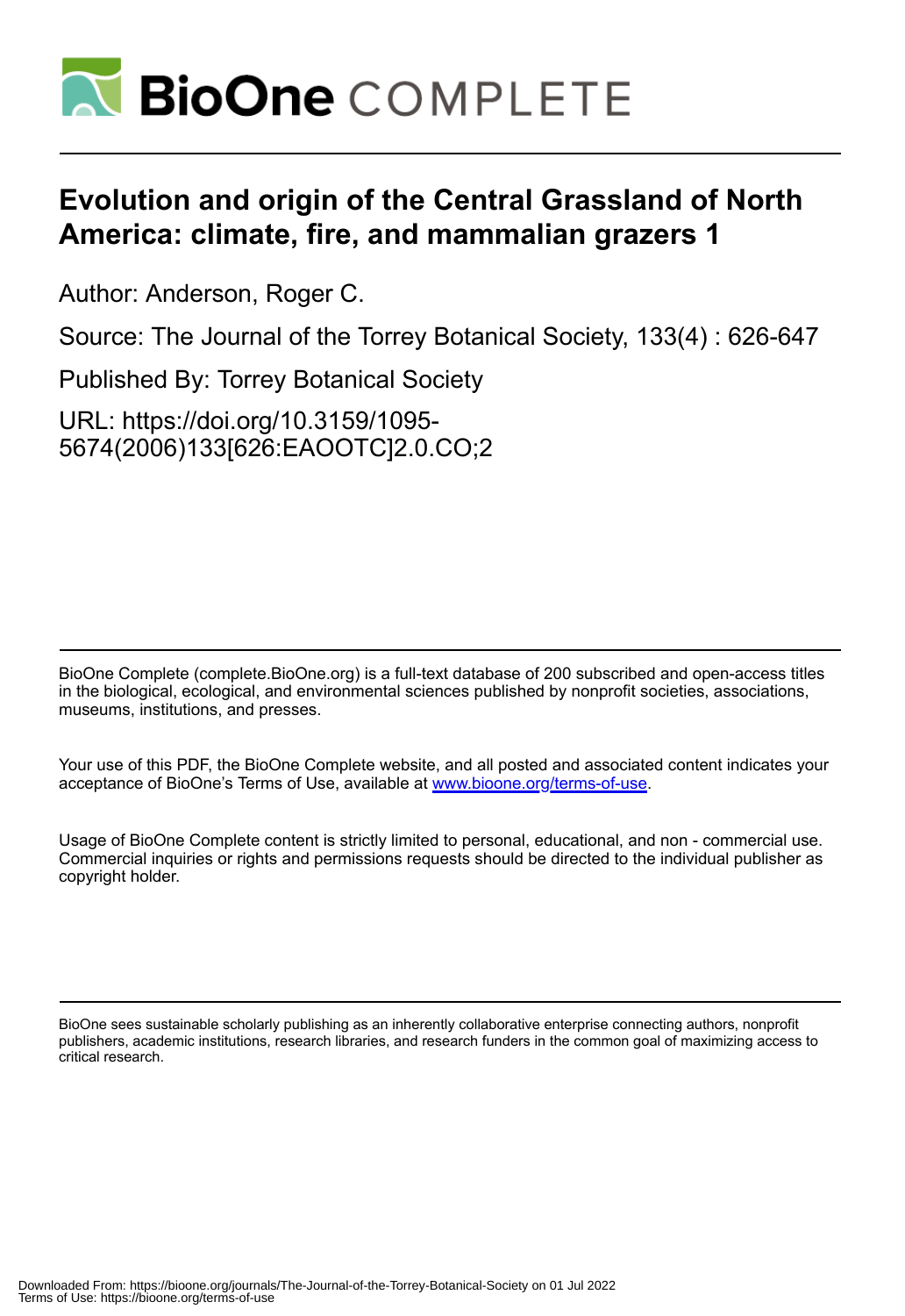# Evolution and origin of the Central Grassland of North America: climate, fire, and mammalian grazers 1

Author: Anderson, Roger C.

Source: The Journal of the Torrey Botanical Society, 133(4) : 626-647

Published By: Torrey Botanical Society

URL: https://doi.org/10.3159/1095-5674(2006)133[626:EAOOTC]2.0.CO;2

BioOne Complete (complete.BioOne.org) is a full-text database of 200 subscribed and open-access titles in the biological, ecological, and environmental sciences published by nonprofit societies, associations, museums, institutions, and presses.

Your use of this PDF, the BioOne Complete website, and all posted and associated content indicates your acceptance of BioOne's Terms of Use, available at www.bioone.org/terms-of-use.

Usage of BioOne Complete content is strictly limited to personal, educational, and non - commercial use. Commercial inquiries or rights and permissions requests should be directed to the individual publisher as copyright holder.

BioOne sees sustainable scholarly publishing as an inherently collaborative enterprise connecting authors, nonprofit publishers, academic institutions, research libraries, and research funders in the common goal of maximizing access to critical research.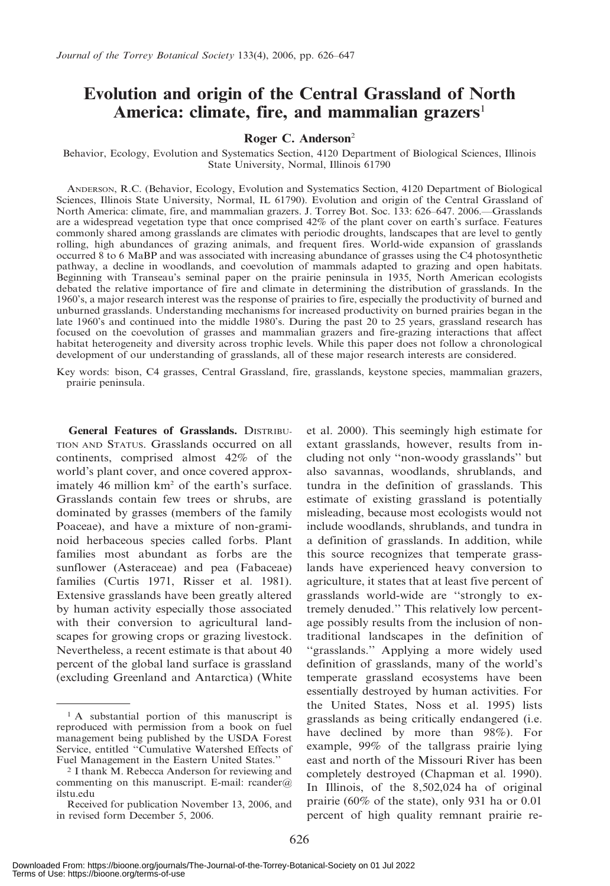# Evolution and origin of the Central Grassland of North America: climate, fire, and mammalian grazers[1]

**Roger C. Anderson**[2]

Behavior, Ecology, Evolution and Systematics Section, 4120 Department of Biological Sciences, Illinois State University, Normal, Illinois 61790

Anderson, R.C. (Behavior, Ecology, Evolution and Systematics Section, 4120 Department of Biological Sciences, Illinois State University, Normal, IL 61790). Evolution and origin of the Central Grassland of North America: climate, fire, and mammalian grazers. J. Torrey Bot. Soc. 133: 626–647. 2006.—Grasslands are a widespread vegetation type that once comprised 42% of the plant cover on earth's surface. Features commonly shared among grasslands are climates with periodic droughts, landscapes that are level to gently rolling, high abundances of grazing animals, and frequent fires. World-wide expansion of grasslands occurred 8 to 6 MaBP and was associated with increasing abundance of grasses using the C4 photosynthetic pathway, a decline in woodlands, and coevolution of mammals adapted to grazing and open habitats. Beginning with Transeau's seminal paper on the prairie peninsula in 1935, North American ecologists debated the relative importance of fire and climate in determining the distribution of grasslands. In the 1960's, a major research interest was the response of prairies to fire, especially the productivity of burned and unburned grasslands. Understanding mechanisms for increased productivity on burned prairies began in the late 1960's and continued into the middle 1980's. During the past 20 to 25 years, grassland research has focused on the coevolution of grasses and mammalian grazers and fire-grazing interactions that affect habitat heterogeneity and diversity across trophic levels. While this paper does not follow a chronological development of our understanding of grasslands, all of these major research interests are considered.

Key words: bison, C4 grasses, Central Grassland, fire, grasslands, keystone species, mammalian grazers, prairie peninsula.

**General Features of Grasslands.** Distribution and Status. Grasslands occurred on all continents, comprised almost 42% of the world's plant cover, and once covered approximately 46 million km$^2$ of the earth's surface. Grasslands contain few trees or shrubs, are dominated by grasses (members of the family Poaceae), and have a mixture of non-graminoid herbaceous species called forbs. Plant families most abundant as forbs are the sunflower (Asteraceae) and pea (Fabaceae) families (Curtis 1971, Risser et al. 1981). Extensive grasslands have been greatly altered by human activity especially those associated with their conversion to agricultural landscapes for growing crops or grazing livestock. Nevertheless, a recent estimate is that about 40 percent of the global land surface is grassland (excluding Greenland and Antarctica) (White et al. 2000). This seemingly high estimate for extant grasslands, however, results from including not only ''non-woody grasslands'' but also savannas, woodlands, shrublands, and tundra in the definition of grasslands. This estimate of existing grassland is potentially misleading, because most ecologists would not include woodlands, shrublands, and tundra in a definition of grasslands. In addition, while this source recognizes that temperate grasslands have experienced heavy conversion to agriculture, it states that at least five percent of grasslands world-wide are ''strongly to extremely denuded.'' This relatively low percentage possibly results from the inclusion of non-traditional landscapes in the definition of ''grasslands.'' Applying a more widely used definition of grasslands, many of the world's temperate grassland ecosystems have been essentially destroyed by human activities. For the United States, Noss et al. 1995) lists grasslands as being critically endangered (i.e. have declined by more than 98%). For example, 99% of the tallgrass prairie lying east and north of the Missouri River has been completely destroyed (Chapman et al. 1990). In Illinois, of the 8,502,024 ha of original prairie (60% of the state), only 931 ha or 0.01 percent of high quality remnant prairie re-

[1] A substantial portion of this manuscript is reproduced with permission from a book on fuel management being published by the USDA Forest Service, entitled ''Cumulative Watershed Effects of Fuel Management in the Eastern United States.''

[2] I thank M. Rebecca Anderson for reviewing and commenting on this manuscript. E-mail: rcander@ilstu.edu

Received for publication November 13, 2006, and in revised form December 5, 2006.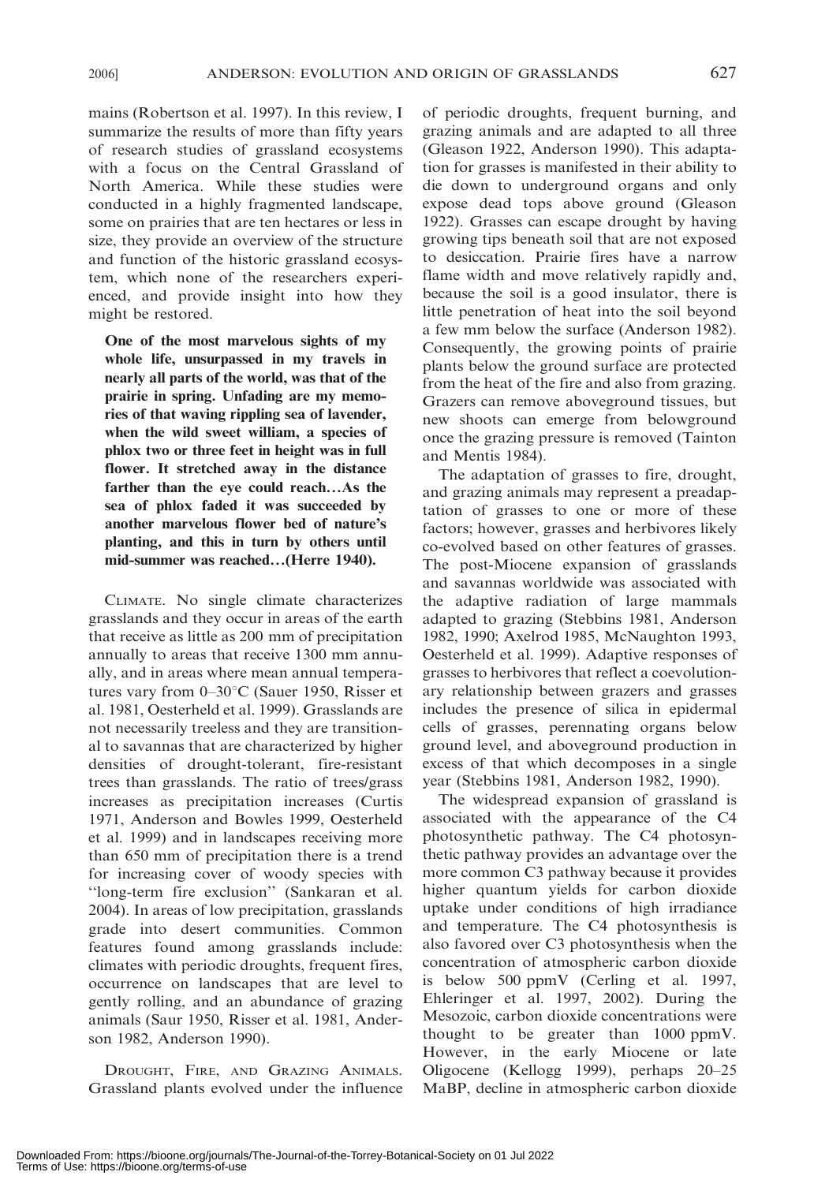mains (Robertson et al. 1997). In this review, I summarize the results of more than fifty years of research studies of grassland ecosystems with a focus on the Central Grassland of North America. While these studies were conducted in a highly fragmented landscape, some on prairies that are ten hectares or less in size, they provide an overview of the structure and function of the historic grassland ecosystem, which none of the researchers experienced, and provide insight into how they might be restored.

**One of the most marvelous sights of my whole life, unsurpassed in my travels in nearly all parts of the world, was that of the prairie in spring. Unfading are my memories of that waving rippling sea of lavender, when the wild sweet william, a species of phlox two or three feet in height was in full flower. It stretched away in the distance farther than the eye could reach…As the sea of phlox faded it was succeeded by another marvelous flower bed of nature's planting, and this in turn by others until mid-summer was reached…(Herre 1940).**

CLIMATE. No single climate characterizes grasslands and they occur in areas of the earth that receive as little as 200 mm of precipitation annually to areas that receive 1300 mm annually, and in areas where mean annual temperatures vary from 0–30°C (Sauer 1950, Risser et al. 1981, Oesterheld et al. 1999). Grasslands are not necessarily treeless and they are transitional to savannas that are characterized by higher densities of drought-tolerant, fire-resistant trees than grasslands. The ratio of trees/grass increases as precipitation increases (Curtis 1971, Anderson and Bowles 1999, Oesterheld et al. 1999) and in landscapes receiving more than 650 mm of precipitation there is a trend for increasing cover of woody species with ''long-term fire exclusion'' (Sankaran et al. 2004). In areas of low precipitation, grasslands grade into desert communities. Common features found among grasslands include: climates with periodic droughts, frequent fires, occurrence on landscapes that are level to gently rolling, and an abundance of grazing animals (Saur 1950, Risser et al. 1981, Anderson 1982, Anderson 1990).

DROUGHT, FIRE, AND GRAZING ANIMALS. Grassland plants evolved under the influence of periodic droughts, frequent burning, and grazing animals and are adapted to all three (Gleason 1922, Anderson 1990). This adaptation for grasses is manifested in their ability to die down to underground organs and only expose dead tops above ground (Gleason 1922). Grasses can escape drought by having growing tips beneath soil that are not exposed to desiccation. Prairie fires have a narrow flame width and move relatively rapidly and, because the soil is a good insulator, there is little penetration of heat into the soil beyond a few mm below the surface (Anderson 1982). Consequently, the growing points of prairie plants below the ground surface are protected from the heat of the fire and also from grazing. Grazers can remove aboveground tissues, but new shoots can emerge from belowground once the grazing pressure is removed (Tainton and Mentis 1984).

The adaptation of grasses to fire, drought, and grazing animals may represent a preadaptation of grasses to one or more of these factors; however, grasses and herbivores likely co-evolved based on other features of grasses. The post-Miocene expansion of grasslands and savannas worldwide was associated with the adaptive radiation of large mammals adapted to grazing (Stebbins 1981, Anderson 1982, 1990; Axelrod 1985, McNaughton 1993, Oesterheld et al. 1999). Adaptive responses of grasses to herbivores that reflect a coevolutionary relationship between grazers and grasses includes the presence of silica in epidermal cells of grasses, perennating organs below ground level, and aboveground production in excess of that which decomposes in a single year (Stebbins 1981, Anderson 1982, 1990).

The widespread expansion of grassland is associated with the appearance of the C4 photosynthetic pathway. The C4 photosynthetic pathway provides an advantage over the more common C3 pathway because it provides higher quantum yields for carbon dioxide uptake under conditions of high irradiance and temperature. The C4 photosynthesis is also favored over C3 photosynthesis when the concentration of atmospheric carbon dioxide is below 500 ppmV (Cerling et al. 1997, Ehleringer et al. 1997, 2002). During the Mesozoic, carbon dioxide concentrations were thought to be greater than 1000 ppmV. However, in the early Miocene or late Oligocene (Kellogg 1999), perhaps 20–25 MaBP, decline in atmospheric carbon dioxide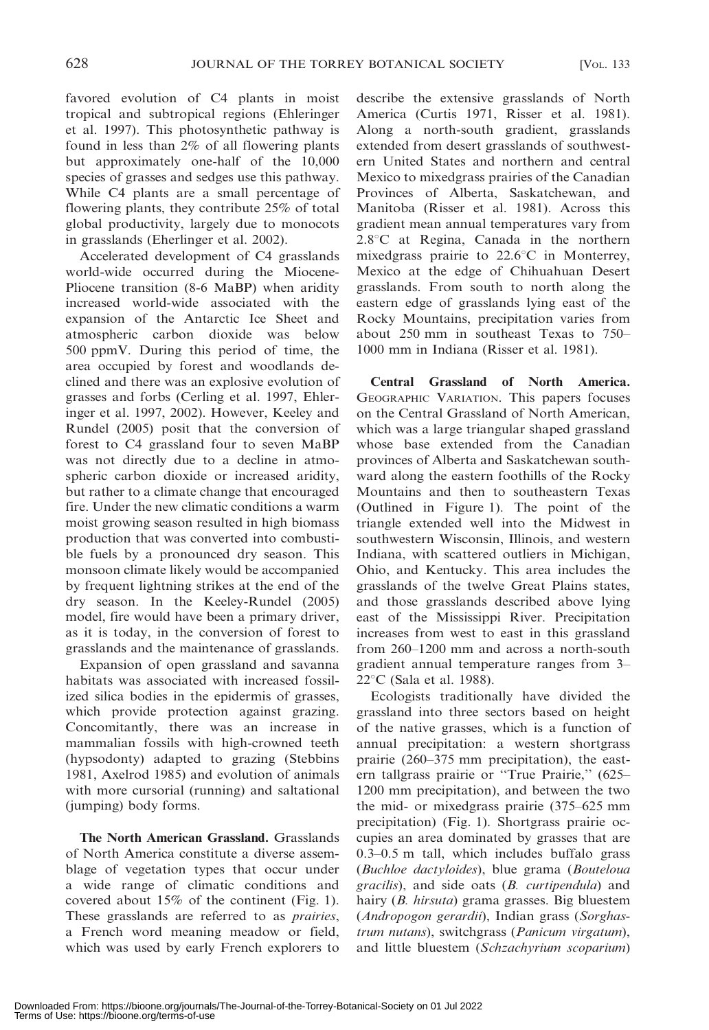favored evolution of C4 plants in moist tropical and subtropical regions (Ehleringer et al. 1997). This photosynthetic pathway is found in less than 2% of all flowering plants but approximately one-half of the 10,000 species of grasses and sedges use this pathway. While C4 plants are a small percentage of flowering plants, they contribute 25% of total global productivity, largely due to monocots in grasslands (Eherlinger et al. 2002).

Accelerated development of C4 grasslands world-wide occurred during the Miocene-Pliocene transition (8-6 MaBP) when aridity increased world-wide associated with the expansion of the Antarctic Ice Sheet and atmospheric carbon dioxide was below 500 ppmV. During this period of time, the area occupied by forest and woodlands declined and there was an explosive evolution of grasses and forbs (Cerling et al. 1997, Ehleringer et al. 1997, 2002). However, Keeley and Rundel (2005) posit that the conversion of forest to C4 grassland four to seven MaBP was not directly due to a decline in atmospheric carbon dioxide or increased aridity, but rather to a climate change that encouraged fire. Under the new climatic conditions a warm moist growing season resulted in high biomass production that was converted into combustible fuels by a pronounced dry season. This monsoon climate likely would be accompanied by frequent lightning strikes at the end of the dry season. In the Keeley-Rundel (2005) model, fire would have been a primary driver, as it is today, in the conversion of forest to grasslands and the maintenance of grasslands.

Expansion of open grassland and savanna habitats was associated with increased fossilized silica bodies in the epidermis of grasses, which provide protection against grazing. Concomitantly, there was an increase in mammalian fossils with high-crowned teeth (hypsodonty) adapted to grazing (Stebbins 1981, Axelrod 1985) and evolution of animals with more cursorial (running) and saltational (jumping) body forms.

**The North American Grassland.** Grasslands of North America constitute a diverse assemblage of vegetation types that occur under a wide range of climatic conditions and covered about 15% of the continent (Fig. 1). These grasslands are referred to as *prairies*, a French word meaning meadow or field, which was used by early French explorers to describe the extensive grasslands of North America (Curtis 1971, Risser et al. 1981). Along a north-south gradient, grasslands extended from desert grasslands of southwestern United States and northern and central Mexico to mixedgrass prairies of the Canadian Provinces of Alberta, Saskatchewan, and Manitoba (Risser et al. 1981). Across this gradient mean annual temperatures vary from 2.8°C at Regina, Canada in the northern mixedgrass prairie to 22.6°C in Monterrey, Mexico at the edge of Chihuahuan Desert grasslands. From south to north along the eastern edge of grasslands lying east of the Rocky Mountains, precipitation varies from about 250 mm in southeast Texas to 750–1000 mm in Indiana (Risser et al. 1981).

**Central Grassland of North America.** GEOGRAPHIC VARIATION. This papers focuses on the Central Grassland of North American, which was a large triangular shaped grassland whose base extended from the Canadian provinces of Alberta and Saskatchewan southward along the eastern foothills of the Rocky Mountains and then to southeastern Texas (Outlined in Figure 1). The point of the triangle extended well into the Midwest in southwestern Wisconsin, Illinois, and western Indiana, with scattered outliers in Michigan, Ohio, and Kentucky. This area includes the grasslands of the twelve Great Plains states, and those grasslands described above lying east of the Mississippi River. Precipitation increases from west to east in this grassland from 260–1200 mm and across a north-south gradient annual temperature ranges from 3–22°C (Sala et al. 1988).

Ecologists traditionally have divided the grassland into three sectors based on height of the native grasses, which is a function of annual precipitation: a western shortgrass prairie (260–375 mm precipitation), the eastern tallgrass prairie or "True Prairie," (625–1200 mm precipitation), and between the two the mid- or mixedgrass prairie (375–625 mm precipitation) (Fig. 1). Shortgrass prairie occupies an area dominated by grasses that are 0.3–0.5 m tall, which includes buffalo grass (*Buchloe dactyloides*), blue grama (*Bouteloua gracilis*), and side oats (*B. curtipendula*) and hairy (*B. hirsuta*) grama grasses. Big bluestem (*Andropogon gerardii*), Indian grass (*Sorghastrum nutans*), switchgrass (*Panicum virgatum*), and little bluestem (*Schzachyrium scoparium*)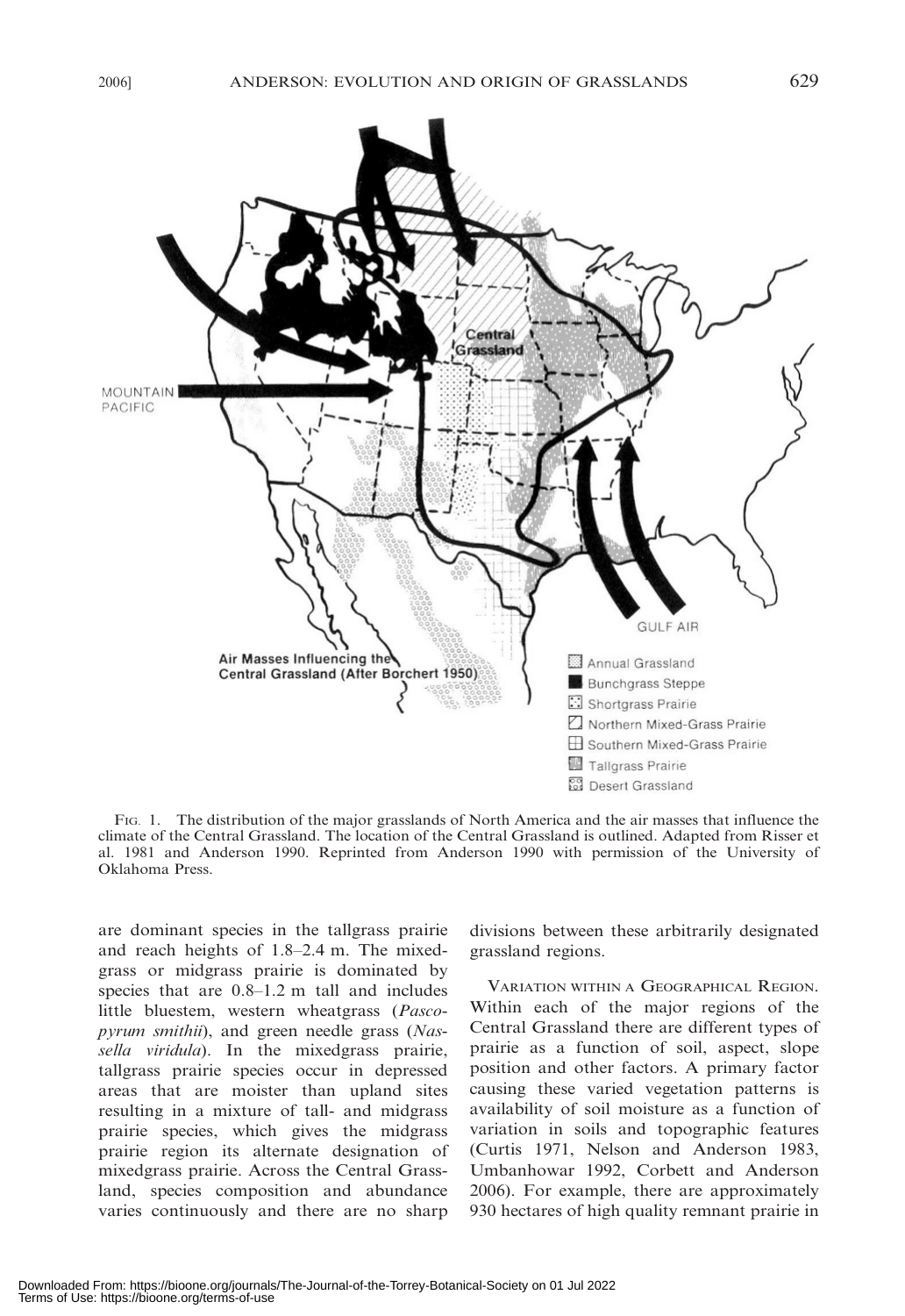FIG. 1. The distribution of the major grasslands of North America and the air masses that influence the climate of the Central Grassland. The location of the Central Grassland is outlined. Adapted from Risser et al. 1981 and Anderson 1990. Reprinted from Anderson 1990 with permission of the University of Oklahoma Press.

are dominant species in the tallgrass prairie and reach heights of 1.8–2.4 m. The mixedgrass or midgrass prairie is dominated by species that are 0.8–1.2 m tall and includes little bluestem, western wheatgrass (*Pascopyrum smithii*), and green needle grass (*Nassella viridula*). In the mixedgrass prairie, tallgrass prairie species occur in depressed areas that are moister than upland sites resulting in a mixture of tall- and midgrass prairie species, which gives the midgrass prairie region its alternate designation of mixedgrass prairie. Across the Central Grassland, species composition and abundance varies continuously and there are no sharp divisions between these arbitrarily designated grassland regions.

VARIATION WITHIN A GEOGRAPHICAL REGION. Within each of the major regions of the Central Grassland there are different types of prairie as a function of soil, aspect, slope position and other factors. A primary factor causing these varied vegetation patterns is availability of soil moisture as a function of variation in soils and topographic features (Curtis 1971, Nelson and Anderson 1983, Umbanhowar 1992, Corbett and Anderson 2006). For example, there are approximately 930 hectares of high quality remnant prairie in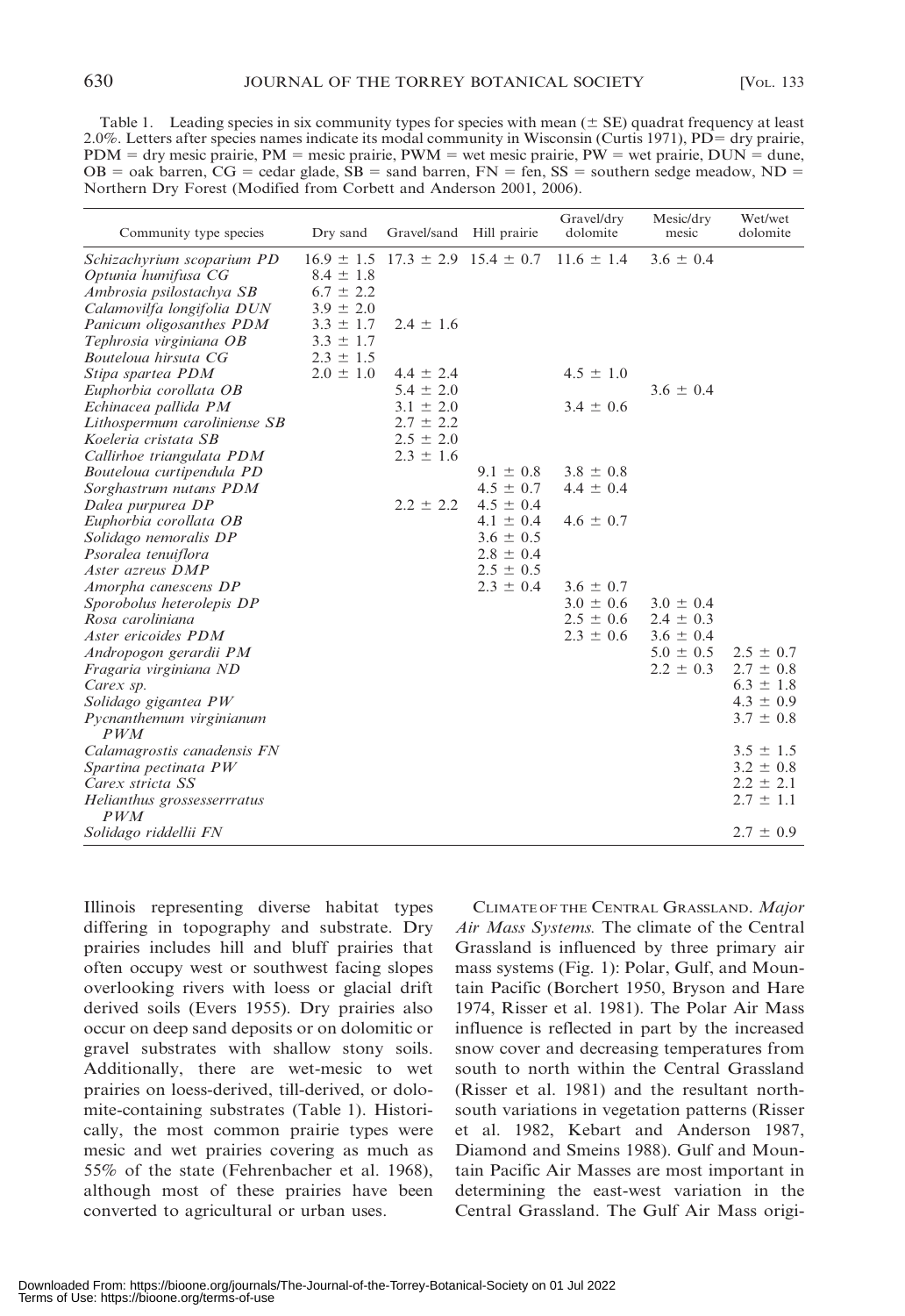Table 1. Leading species in six community types for species with mean (± SE) quadrat frequency at least 2.0%. Letters after species names indicate its modal community in Wisconsin (Curtis 1971), PD = dry prairie, PDM = dry mesic prairie, PM = mesic prairie, PWM = wet mesic prairie, PW = wet prairie, DUN = dune, OB = oak barren, CG = cedar glade, SB = sand barren, FN = fen, SS = southern sedge meadow, ND = Northern Dry Forest (Modified from Corbett and Anderson 2001, 2006).

| Community type species | Dry sand | Gravel/sand | Hill prairie | Gravel/dry dolomite | Mesic/dry mesic | Wet/wet dolomite |
|---|---|---|---|---|---|---|
| *Schizachyrium scoparium PD* | 16.9 ± 1.5 | 17.3 ± 2.9 | 15.4 ± 0.7 | 11.6 ± 1.4 | 3.6 ± 0.4 | |
| *Optunia humifusa CG* | 8.4 ± 1.8 | | | | | |
| *Ambrosia psilostachya SB* | 6.7 ± 2.2 | | | | | |
| *Calamovilfa longifolia DUN* | 3.9 ± 2.0 | | | | | |
| *Panicum oligosanthes PDM* | 3.3 ± 1.7 | 2.4 ± 1.6 | | | | |
| *Tephrosia virginiana OB* | 3.3 ± 1.7 | | | | | |
| *Bouteloua hirsuta CG* | 2.3 ± 1.5 | | | | | |
| *Stipa spartea PDM* | 2.0 ± 1.0 | 4.4 ± 2.4 | | 4.5 ± 1.0 | | |
| *Euphorbia corollata OB* | | 5.4 ± 2.0 | | | 3.6 ± 0.4 | |
| *Echinacea pallida PM* | | 3.1 ± 2.0 | | 3.4 ± 0.6 | | |
| *Lithospermum caroliniense SB* | | 2.7 ± 2.2 | | | | |
| *Koeleria cristata SB* | | 2.5 ± 2.0 | | | | |
| *Callirhoe triangulata PDM* | | 2.3 ± 1.6 | | | | |
| *Bouteloua curtipendula PD* | | | 9.1 ± 0.8 | 3.8 ± 0.8 | | |
| *Sorghastrum nutans PDM* | | | 4.5 ± 0.7 | 4.4 ± 0.4 | | |
| *Dalea purpurea DP* | | 2.2 ± 2.2 | 4.5 ± 0.4 | | | |
| *Euphorbia corollata OB* | | | 4.1 ± 0.4 | 4.6 ± 0.7 | | |
| *Solidago nemoralis DP* | | | 3.6 ± 0.5 | | | |
| *Psoralea tenuiflora* | | | 2.8 ± 0.4 | | | |
| *Aster azreus DMP* | | | 2.5 ± 0.5 | | | |
| *Amorpha canescens DP* | | | 2.3 ± 0.4 | 3.6 ± 0.7 | | |
| *Sporobolus heterolepis DP* | | | | 3.0 ± 0.6 | 3.0 ± 0.4 | |
| *Rosa caroliniana* | | | | 2.5 ± 0.6 | 2.4 ± 0.3 | |
| *Aster ericoides PDM* | | | | 2.3 ± 0.6 | 3.6 ± 0.4 | |
| *Andropogon gerardii PM* | | | | | 5.0 ± 0.5 | 2.5 ± 0.7 |
| *Fragaria virginiana ND* | | | | | 2.2 ± 0.3 | 2.7 ± 0.8 |
| *Carex sp.* | | | | | | 6.3 ± 1.8 |
| *Solidago gigantea PW* | | | | | | 4.3 ± 0.9 |
| *Pycnanthemum virginianum PWM* | | | | | | 3.7 ± 0.8 |
| *Calamagrostis canadensis FN* | | | | | | 3.5 ± 1.5 |
| *Spartina pectinata PW* | | | | | | 3.2 ± 0.8 |
| *Carex stricta SS* | | | | | | 2.2 ± 2.1 |
| *Helianthus grossesserratus PWM* | | | | | | 2.7 ± 1.1 |
| *Solidago riddellii FN* | | | | | | 2.7 ± 0.9 |

Illinois representing diverse habitat types differing in topography and substrate. Dry prairies includes hill and bluff prairies that often occupy west or southwest facing slopes overlooking rivers with loess or glacial drift derived soils (Evers 1955). Dry prairies also occur on deep sand deposits or on dolomitic or gravel substrates with shallow stony soils. Additionally, there are wet-mesic to wet prairies on loess-derived, till-derived, or dolomite-containing substrates (Table 1). Historically, the most common prairie types were mesic and wet prairies covering as much as 55% of the state (Fehrenbacher et al. 1968), although most of these prairies have been converted to agricultural or urban uses.

## Climate of the Central Grassland.

*Major Air Mass Systems.* The climate of the Central Grassland is influenced by three primary air mass systems (Fig. 1): Polar, Gulf, and Mountain Pacific (Borchert 1950, Bryson and Hare 1974, Risser et al. 1981). The Polar Air Mass influence is reflected in part by the increased snow cover and decreasing temperatures from south to north within the Central Grassland (Risser et al. 1981) and the resultant north-south variations in vegetation patterns (Risser et al. 1982, Kebart and Anderson 1987, Diamond and Smeins 1988). Gulf and Mountain Pacific Air Masses are most important in determining the east-west variation in the Central Grassland. The Gulf Air Mass origi-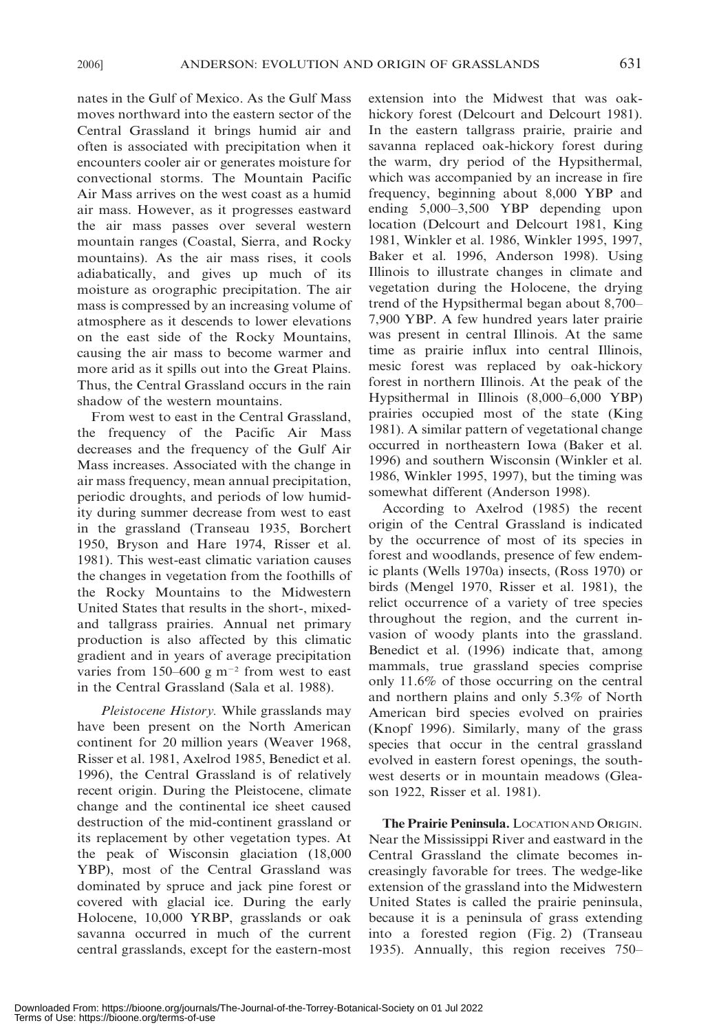nates in the Gulf of Mexico. As the Gulf Mass moves northward into the eastern sector of the Central Grassland it brings humid air and often is associated with precipitation when it encounters cooler air or generates moisture for convectional storms. The Mountain Pacific Air Mass arrives on the west coast as a humid air mass. However, as it progresses eastward the air mass passes over several western mountain ranges (Coastal, Sierra, and Rocky mountains). As the air mass rises, it cools adiabatically, and gives up much of its moisture as orographic precipitation. The air mass is compressed by an increasing volume of atmosphere as it descends to lower elevations on the east side of the Rocky Mountains, causing the air mass to become warmer and more arid as it spills out into the Great Plains. Thus, the Central Grassland occurs in the rain shadow of the western mountains.

From west to east in the Central Grassland, the frequency of the Pacific Air Mass decreases and the frequency of the Gulf Air Mass increases. Associated with the change in air mass frequency, mean annual precipitation, periodic droughts, and periods of low humidity during summer decrease from west to east in the grassland (Transeau 1935, Borchert 1950, Bryson and Hare 1974, Risser et al. 1981). This west-east climatic variation causes the changes in vegetation from the foothills of the Rocky Mountains to the Midwestern United States that results in the short-, mixed- and tallgrass prairies. Annual net primary production is also affected by this climatic gradient and in years of average precipitation varies from 150–600 g $m^{-2}$ from west to east in the Central Grassland (Sala et al. 1988).

*Pleistocene History.* While grasslands may have been present on the North American continent for 20 million years (Weaver 1968, Risser et al. 1981, Axelrod 1985, Benedict et al. 1996), the Central Grassland is of relatively recent origin. During the Pleistocene, climate change and the continental ice sheet caused destruction of the mid-continent grassland or its replacement by other vegetation types. At the peak of Wisconsin glaciation (18,000 YBP), most of the Central Grassland was dominated by spruce and jack pine forest or covered with glacial ice. During the early Holocene, 10,000 YRBP, grasslands or oak savanna occurred in much of the current central grasslands, except for the eastern-most extension into the Midwest that was oak-hickory forest (Delcourt and Delcourt 1981). In the eastern tallgrass prairie, prairie and savanna replaced oak-hickory forest during the warm, dry period of the Hypsithermal, which was accompanied by an increase in fire frequency, beginning about 8,000 YBP and ending 5,000–3,500 YBP depending upon location (Delcourt and Delcourt 1981, King 1981, Winkler et al. 1986, Winkler 1995, 1997, Baker et al. 1996, Anderson 1998). Using Illinois to illustrate changes in climate and vegetation during the Holocene, the drying trend of the Hypsithermal began about 8,700–7,900 YBP. A few hundred years later prairie was present in central Illinois. At the same time as prairie influx into central Illinois, mesic forest was replaced by oak-hickory forest in northern Illinois. At the peak of the Hypsithermal in Illinois (8,000–6,000 YBP) prairies occupied most of the state (King 1981). A similar pattern of vegetational change occurred in northeastern Iowa (Baker et al. 1996) and southern Wisconsin (Winkler et al. 1986, Winkler 1995, 1997), but the timing was somewhat different (Anderson 1998).

According to Axelrod (1985) the recent origin of the Central Grassland is indicated by the occurrence of most of its species in forest and woodlands, presence of few endemic plants (Wells 1970a) insects, (Ross 1970) or birds (Mengel 1970, Risser et al. 1981), the relict occurrence of a variety of tree species throughout the region, and the current invasion of woody plants into the grassland. Benedict et al. (1996) indicate that, among mammals, true grassland species comprise only 11.6% of those occurring on the central and northern plains and only 5.3% of North American bird species evolved on prairies (Knopf 1996). Similarly, many of the grass species that occur in the central grassland evolved in eastern forest openings, the southwest deserts or in mountain meadows (Gleason 1922, Risser et al. 1981).

**The Prairie Peninsula.** LOCATION AND ORIGIN. Near the Mississippi River and eastward in the Central Grassland the climate becomes increasingly favorable for trees. The wedge-like extension of the grassland into the Midwestern United States is called the prairie peninsula, because it is a peninsula of grass extending into a forested region (Fig. 2) (Transeau 1935). Annually, this region receives 750–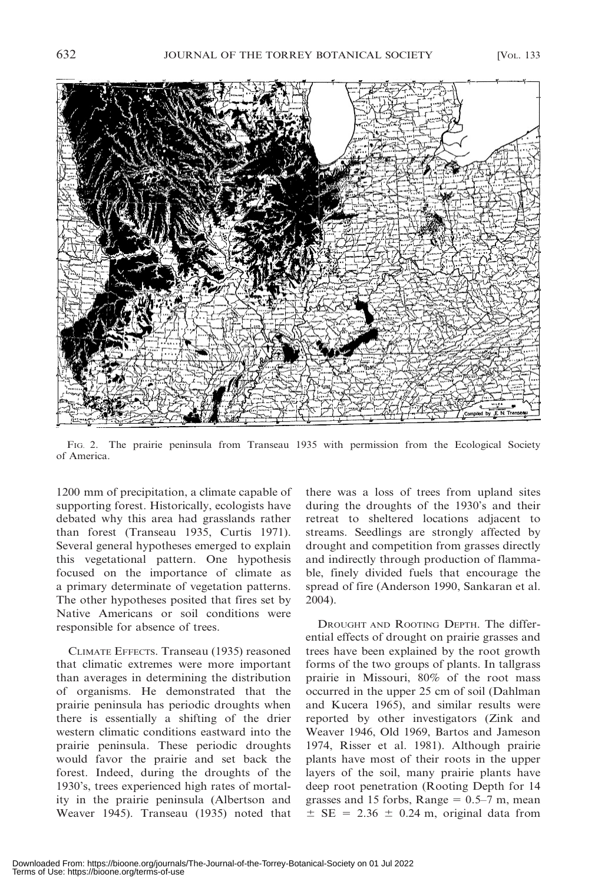FIG. 2. The prairie peninsula from Transeau 1935 with permission from the Ecological Society of America.

1200 mm of precipitation, a climate capable of supporting forest. Historically, ecologists have debated why this area had grasslands rather than forest (Transeau 1935, Curtis 1971). Several general hypotheses emerged to explain this vegetational pattern. One hypothesis focused on the importance of climate as a primary determinate of vegetation patterns. The other hypotheses posited that fires set by Native Americans or soil conditions were responsible for absence of trees.

CLIMATE EFFECTS. Transeau (1935) reasoned that climatic extremes were more important than averages in determining the distribution of organisms. He demonstrated that the prairie peninsula has periodic droughts when there is essentially a shifting of the drier western climatic conditions eastward into the prairie peninsula. These periodic droughts would favor the prairie and set back the forest. Indeed, during the droughts of the 1930's, trees experienced high rates of mortality in the prairie peninsula (Albertson and Weaver 1945). Transeau (1935) noted that there was a loss of trees from upland sites during the droughts of the 1930's and their retreat to sheltered locations adjacent to streams. Seedlings are strongly affected by drought and competition from grasses directly and indirectly through production of flammable, finely divided fuels that encourage the spread of fire (Anderson 1990, Sankaran et al. 2004).

DROUGHT AND ROOTING DEPTH. The differential effects of drought on prairie grasses and trees have been explained by the root growth forms of the two groups of plants. In tallgrass prairie in Missouri, 80% of the root mass occurred in the upper 25 cm of soil (Dahlman and Kucera 1965), and similar results were reported by other investigators (Zink and Weaver 1946, Old 1969, Bartos and Jameson 1974, Risser et al. 1981). Although prairie plants have most of their roots in the upper layers of the soil, many prairie plants have deep root penetration (Rooting Depth for 14 grasses and 15 forbs, Range = 0.5–7 m, mean $\pm$ SE = 2.36 $\pm$ 0.24 m, original data from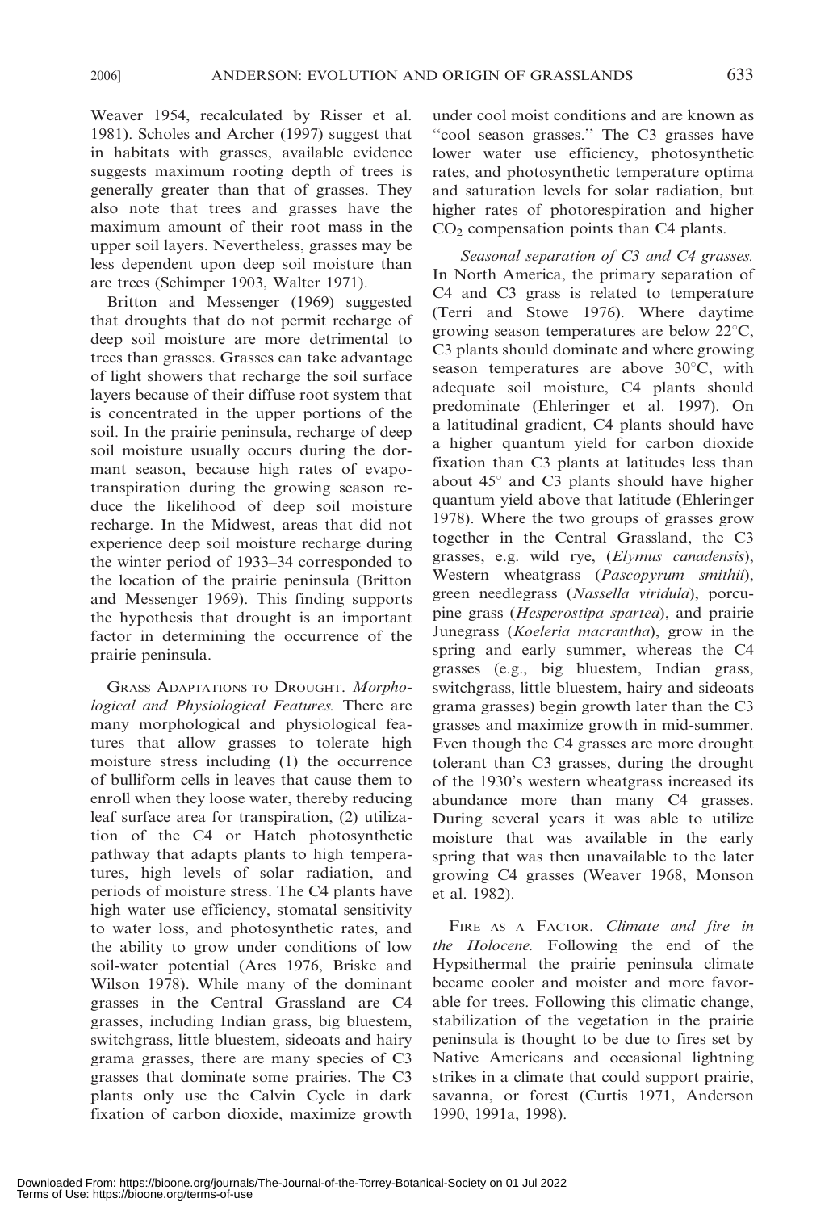Weaver 1954, recalculated by Risser et al. 1981). Scholes and Archer (1997) suggest that in habitats with grasses, available evidence suggests maximum rooting depth of trees is generally greater than that of grasses. They also note that trees and grasses have the maximum amount of their root mass in the upper soil layers. Nevertheless, grasses may be less dependent upon deep soil moisture than are trees (Schimper 1903, Walter 1971).

Britton and Messenger (1969) suggested that droughts that do not permit recharge of deep soil moisture are more detrimental to trees than grasses. Grasses can take advantage of light showers that recharge the soil surface layers because of their diffuse root system that is concentrated in the upper portions of the soil. In the prairie peninsula, recharge of deep soil moisture usually occurs during the dormant season, because high rates of evapotranspiration during the growing season reduce the likelihood of deep soil moisture recharge. In the Midwest, areas that did not experience deep soil moisture recharge during the winter period of 1933–34 corresponded to the location of the prairie peninsula (Britton and Messenger 1969). This finding supports the hypothesis that drought is an important factor in determining the occurrence of the prairie peninsula.

GRASS ADAPTATIONS TO DROUGHT. *Morphological and Physiological Features.* There are many morphological and physiological features that allow grasses to tolerate high moisture stress including (1) the occurrence of bulliform cells in leaves that cause them to enroll when they loose water, thereby reducing leaf surface area for transpiration, (2) utilization of the C4 or Hatch photosynthetic pathway that adapts plants to high temperatures, high levels of solar radiation, and periods of moisture stress. The C4 plants have high water use efficiency, stomatal sensitivity to water loss, and photosynthetic rates, and the ability to grow under conditions of low soil-water potential (Ares 1976, Briske and Wilson 1978). While many of the dominant grasses in the Central Grassland are C4 grasses, including Indian grass, big bluestem, switchgrass, little bluestem, sideoats and hairy grama grasses, there are many species of C3 grasses that dominate some prairies. The C3 plants only use the Calvin Cycle in dark fixation of carbon dioxide, maximize growth under cool moist conditions and are known as "cool season grasses." The C3 grasses have lower water use efficiency, photosynthetic rates, and photosynthetic temperature optima and saturation levels for solar radiation, but higher rates of photorespiration and higher $CO_2$ compensation points than C4 plants.

*Seasonal separation of C3 and C4 grasses.* In North America, the primary separation of C4 and C3 grass is related to temperature (Terri and Stowe 1976). Where daytime growing season temperatures are below 22°C, C3 plants should dominate and where growing season temperatures are above 30°C, with adequate soil moisture, C4 plants should predominate (Ehleringer et al. 1997). On a latitudinal gradient, C4 plants should have a higher quantum yield for carbon dioxide fixation than C3 plants at latitudes less than about 45° and C3 plants should have higher quantum yield above that latitude (Ehleringer 1978). Where the two groups of grasses grow together in the Central Grassland, the C3 grasses, e.g. wild rye, (*Elymus canadensis*), Western wheatgrass (*Pascopyrum smithii*), green needlegrass (*Nassella viridula*), porcupine grass (*Hesperostipa spartea*), and prairie Junegrass (*Koeleria macrantha*), grow in the spring and early summer, whereas the C4 grasses (e.g., big bluestem, Indian grass, switchgrass, little bluestem, hairy and sideoats grama grasses) begin growth later than the C3 grasses and maximize growth in mid-summer. Even though the C4 grasses are more drought tolerant than C3 grasses, during the drought of the 1930's western wheatgrass increased its abundance more than many C4 grasses. During several years it was able to utilize moisture that was available in the early spring that was then unavailable to the later growing C4 grasses (Weaver 1968, Monson et al. 1982).

FIRE AS A FACTOR. *Climate and fire in the Holocene.* Following the end of the Hypsithermal the prairie peninsula climate became cooler and moister and more favorable for trees. Following this climatic change, stabilization of the vegetation in the prairie peninsula is thought to be due to fires set by Native Americans and occasional lightning strikes in a climate that could support prairie, savanna, or forest (Curtis 1971, Anderson 1990, 1991a, 1998).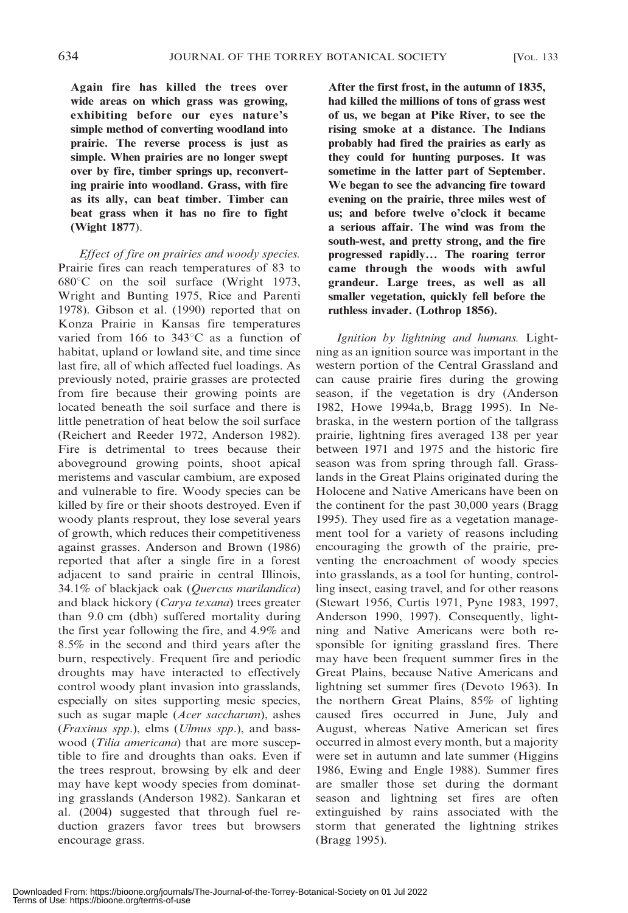**Again fire has killed the trees over wide areas on which grass was growing, exhibiting before our eyes nature's simple method of converting woodland into prairie. The reverse process is just as simple. When prairies are no longer swept over by fire, timber springs up, reconverting prairie into woodland. Grass, with fire as its ally, can beat timber. Timber can beat grass when it has no fire to fight (Wight 1877).**

*Effect of fire on prairies and woody species.* Prairie fires can reach temperatures of 83 to 680°C on the soil surface (Wright 1973, Wright and Bunting 1975, Rice and Parenti 1978). Gibson et al. (1990) reported that on Konza Prairie in Kansas fire temperatures varied from 166 to 343°C as a function of habitat, upland or lowland site, and time since last fire, all of which affected fuel loadings. As previously noted, prairie grasses are protected from fire because their growing points are located beneath the soil surface and there is little penetration of heat below the soil surface (Reichert and Reeder 1972, Anderson 1982). Fire is detrimental to trees because their aboveground growing points, shoot apical meristems and vascular cambium, are exposed and vulnerable to fire. Woody species can be killed by fire or their shoots destroyed. Even if woody plants resprout, they lose several years of growth, which reduces their competitiveness against grasses. Anderson and Brown (1986) reported that after a single fire in a forest adjacent to sand prairie in central Illinois, 34.1% of blackjack oak (*Quercus marilandica*) and black hickory (*Carya texana*) trees greater than 9.0 cm (dbh) suffered mortality during the first year following the fire, and 4.9% and 8.5% in the second and third years after the burn, respectively. Frequent fire and periodic droughts may have interacted to effectively control woody plant invasion into grasslands, especially on sites supporting mesic species, such as sugar maple (*Acer saccharum*), ashes (*Fraxinus spp*.), elms (*Ulmus spp*.), and basswood (*Tilia americana*) that are more susceptible to fire and droughts than oaks. Even if the trees resprout, browsing by elk and deer may have kept woody species from dominating grasslands (Anderson 1982). Sankaran et al. (2004) suggested that through fuel reduction grazers favor trees but browsers encourage grass.

**After the first frost, in the autumn of 1835, had killed the millions of tons of grass west of us, we began at Pike River, to see the rising smoke at a distance. The Indians probably had fired the prairies as early as they could for hunting purposes. It was sometime in the latter part of September. We began to see the advancing fire toward evening on the prairie, three miles west of us; and before twelve o'clock it became a serious affair. The wind was from the south-west, and pretty strong, and the fire progressed rapidly… The roaring terror came through the woods with awful grandeur. Large trees, as well as all smaller vegetation, quickly fell before the ruthless invader. (Lothrop 1856).**

*Ignition by lightning and humans.* Lightning as an ignition source was important in the western portion of the Central Grassland and can cause prairie fires during the growing season, if the vegetation is dry (Anderson 1982, Howe 1994a,b, Bragg 1995). In Nebraska, in the western portion of the tallgrass prairie, lightning fires averaged 138 per year between 1971 and 1975 and the historic fire season was from spring through fall. Grasslands in the Great Plains originated during the Holocene and Native Americans have been on the continent for the past 30,000 years (Bragg 1995). They used fire as a vegetation management tool for a variety of reasons including encouraging the growth of the prairie, preventing the encroachment of woody species into grasslands, as a tool for hunting, controlling insect, easing travel, and for other reasons (Stewart 1956, Curtis 1971, Pyne 1983, 1997, Anderson 1990, 1997). Consequently, lightning and Native Americans were both responsible for igniting grassland fires. There may have been frequent summer fires in the Great Plains, because Native Americans and lightning set summer fires (Devoto 1963). In the northern Great Plains, 85% of lighting caused fires occurred in June, July and August, whereas Native American set fires occurred in almost every month, but a majority were set in autumn and late summer (Higgins 1986, Ewing and Engle 1988). Summer fires are smaller those set during the dormant season and lightning set fires are often extinguished by rains associated with the storm that generated the lightning strikes (Bragg 1995).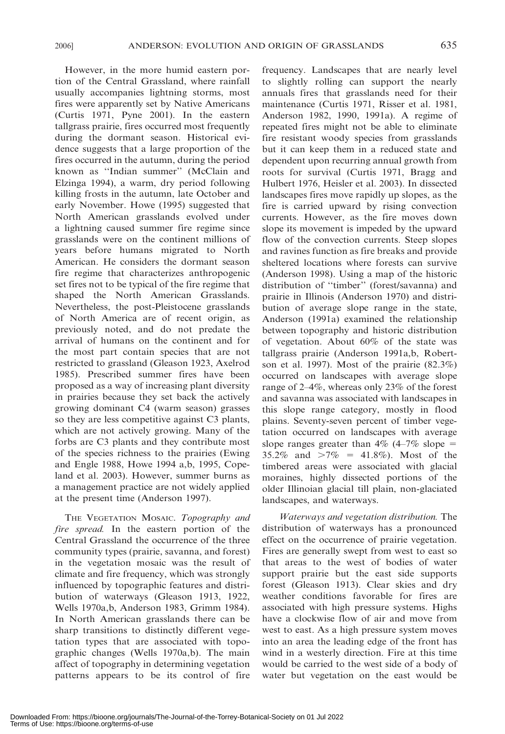However, in the more humid eastern portion of the Central Grassland, where rainfall usually accompanies lightning storms, most fires were apparently set by Native Americans (Curtis 1971, Pyne 2001). In the eastern tallgrass prairie, fires occurred most frequently during the dormant season. Historical evidence suggests that a large proportion of the fires occurred in the autumn, during the period known as ''Indian summer'' (McClain and Elzinga 1994), a warm, dry period following killing frosts in the autumn, late October and early November. Howe (1995) suggested that North American grasslands evolved under a lightning caused summer fire regime since grasslands were on the continent millions of years before humans migrated to North American. He considers the dormant season fire regime that characterizes anthropogenic set fires not to be typical of the fire regime that shaped the North American Grasslands. Nevertheless, the post-Pleistocene grasslands of North America are of recent origin, as previously noted, and do not predate the arrival of humans on the continent and for the most part contain species that are not restricted to grassland (Gleason 1923, Axelrod 1985). Prescribed summer fires have been proposed as a way of increasing plant diversity in prairies because they set back the actively growing dominant C4 (warm season) grasses so they are less competitive against C3 plants, which are not actively growing. Many of the forbs are C3 plants and they contribute most of the species richness to the prairies (Ewing and Engle 1988, Howe 1994 a,b, 1995, Copeland et al. 2003). However, summer burns as a management practice are not widely applied at the present time (Anderson 1997).

THE VEGETATION MOSAIC. *Topography and fire spread.* In the eastern portion of the Central Grassland the occurrence of the three community types (prairie, savanna, and forest) in the vegetation mosaic was the result of climate and fire frequency, which was strongly influenced by topographic features and distribution of waterways (Gleason 1913, 1922, Wells 1970a,b, Anderson 1983, Grimm 1984). In North American grasslands there can be sharp transitions to distinctly different vegetation types that are associated with topographic changes (Wells 1970a,b). The main affect of topography in determining vegetation patterns appears to be its control of fire frequency. Landscapes that are nearly level to slightly rolling can support the nearly annuals fires that grasslands need for their maintenance (Curtis 1971, Risser et al. 1981, Anderson 1982, 1990, 1991a). A regime of repeated fires might not be able to eliminate fire resistant woody species from grasslands but it can keep them in a reduced state and dependent upon recurring annual growth from roots for survival (Curtis 1971, Bragg and Hulbert 1976, Heisler et al. 2003). In dissected landscapes fires move rapidly up slopes, as the fire is carried upward by rising convection currents. However, as the fire moves down slope its movement is impeded by the upward flow of the convection currents. Steep slopes and ravines function as fire breaks and provide sheltered locations where forests can survive (Anderson 1998). Using a map of the historic distribution of ''timber'' (forest/savanna) and prairie in Illinois (Anderson 1970) and distribution of average slope range in the state, Anderson (1991a) examined the relationship between topography and historic distribution of vegetation. About 60% of the state was tallgrass prairie (Anderson 1991a,b, Robertson et al. 1997). Most of the prairie (82.3%) occurred on landscapes with average slope range of 2–4%, whereas only 23% of the forest and savanna was associated with landscapes in this slope range category, mostly in flood plains. Seventy-seven percent of timber vegetation occurred on landscapes with average slope ranges greater than 4% (4–7% slope = 35.2% and >7% = 41.8%). Most of the timbered areas were associated with glacial moraines, highly dissected portions of the older Illinoian glacial till plain, non-glaciated landscapes, and waterways.

*Waterways and vegetation distribution.* The distribution of waterways has a pronounced effect on the occurrence of prairie vegetation. Fires are generally swept from west to east so that areas to the west of bodies of water support prairie but the east side supports forest (Gleason 1913). Clear skies and dry weather conditions favorable for fires are associated with high pressure systems. Highs have a clockwise flow of air and move from west to east. As a high pressure system moves into an area the leading edge of the front has wind in a westerly direction. Fire at this time would be carried to the west side of a body of water but vegetation on the east would be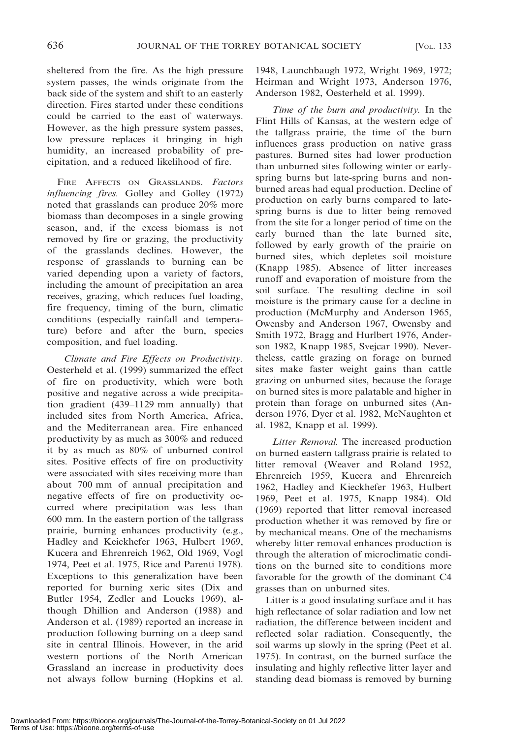sheltered from the fire. As the high pressure system passes, the winds originate from the back side of the system and shift to an easterly direction. Fires started under these conditions could be carried to the east of waterways. However, as the high pressure system passes, low pressure replaces it bringing in high humidity, an increased probability of precipitation, and a reduced likelihood of fire.

FIRE AFFECTS ON GRASSLANDS. *Factors influencing fires.* Golley and Golley (1972) noted that grasslands can produce 20% more biomass than decomposes in a single growing season, and, if the excess biomass is not removed by fire or grazing, the productivity of the grasslands declines. However, the response of grasslands to burning can be varied depending upon a variety of factors, including the amount of precipitation an area receives, grazing, which reduces fuel loading, fire frequency, timing of the burn, climatic conditions (especially rainfall and temperature) before and after the burn, species composition, and fuel loading.

*Climate and Fire Effects on Productivity.* Oesterheld et al. (1999) summarized the effect of fire on productivity, which were both positive and negative across a wide precipitation gradient (439–1129 mm annually) that included sites from North America, Africa, and the Mediterranean area. Fire enhanced productivity by as much as 300% and reduced it by as much as 80% of unburned control sites. Positive effects of fire on productivity were associated with sites receiving more than about 700 mm of annual precipitation and negative effects of fire on productivity occurred where precipitation was less than 600 mm. In the eastern portion of the tallgrass prairie, burning enhances productivity (e.g., Hadley and Keickhefer 1963, Hulbert 1969, Kucera and Ehrenreich 1962, Old 1969, Vogl 1974, Peet et al. 1975, Rice and Parenti 1978). Exceptions to this generalization have been reported for burning xeric sites (Dix and Butler 1954, Zedler and Loucks 1969), although Dhillion and Anderson (1988) and Anderson et al. (1989) reported an increase in production following burning on a deep sand site in central Illinois. However, in the arid western portions of the North American Grassland an increase in productivity does not always follow burning (Hopkins et al. 1948, Launchbaugh 1972, Wright 1969, 1972; Heirman and Wright 1973, Anderson 1976, Anderson 1982, Oesterheld et al. 1999).

*Time of the burn and productivity.* In the Flint Hills of Kansas, at the western edge of the tallgrass prairie, the time of the burn influences grass production on native grass pastures. Burned sites had lower production than unburned sites following winter or early-spring burns but late-spring burns and non-burned areas had equal production. Decline of production on early burns compared to late-spring burns is due to litter being removed from the site for a longer period of time on the early burned than the late burned site, followed by early growth of the prairie on burned sites, which depletes soil moisture (Knapp 1985). Absence of litter increases runoff and evaporation of moisture from the soil surface. The resulting decline in soil moisture is the primary cause for a decline in production (McMurphy and Anderson 1965, Owensby and Anderson 1967, Owensby and Smith 1972, Bragg and Hurlbert 1976, Anderson 1982, Knapp 1985, Svejcar 1990). Nevertheless, cattle grazing on forage on burned sites make faster weight gains than cattle grazing on unburned sites, because the forage on burned sites is more palatable and higher in protein than forage on unburned sites (Anderson 1976, Dyer et al. 1982, McNaughton et al. 1982, Knapp et al. 1999).

*Litter Removal.* The increased production on burned eastern tallgrass prairie is related to litter removal (Weaver and Roland 1952, Ehrenreich 1959, Kucera and Ehrenreich 1962, Hadley and Kieckhefer 1963, Hulbert 1969, Peet et al. 1975, Knapp 1984). Old (1969) reported that litter removal increased production whether it was removed by fire or by mechanical means. One of the mechanisms whereby litter removal enhances production is through the alteration of microclimatic conditions on the burned site to conditions more favorable for the growth of the dominant C4 grasses than on unburned sites.

Litter is a good insulating surface and it has high reflectance of solar radiation and low net radiation, the difference between incident and reflected solar radiation. Consequently, the soil warms up slowly in the spring (Peet et al. 1975). In contrast, on the burned surface the insulating and highly reflective litter layer and standing dead biomass is removed by burning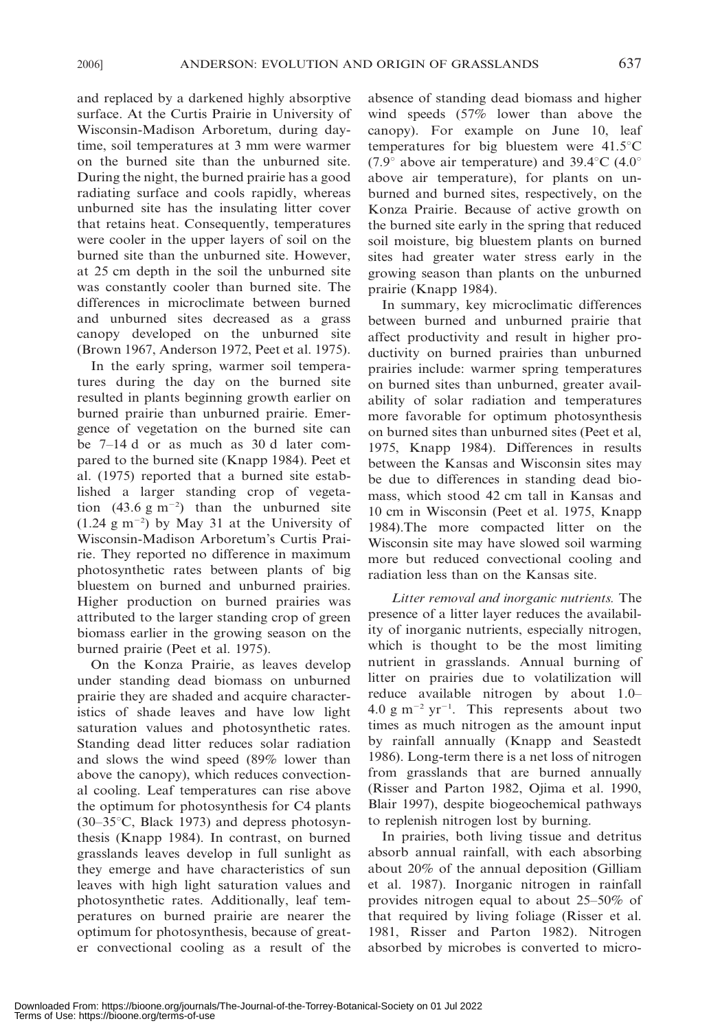and replaced by a darkened highly absorptive surface. At the Curtis Prairie in University of Wisconsin-Madison Arboretum, during daytime, soil temperatures at 3 mm were warmer on the burned site than the unburned site. During the night, the burned prairie has a good radiating surface and cools rapidly, whereas unburned site has the insulating litter cover that retains heat. Consequently, temperatures were cooler in the upper layers of soil on the burned site than the unburned site. However, at 25 cm depth in the soil the unburned site was constantly cooler than burned site. The differences in microclimate between burned and unburned sites decreased as a grass canopy developed on the unburned site (Brown 1967, Anderson 1972, Peet et al. 1975).

In the early spring, warmer soil temperatures during the day on the burned site resulted in plants beginning growth earlier on burned prairie than unburned prairie. Emergence of vegetation on the burned site can be 7–14 d or as much as 30 d later compared to the burned site (Knapp 1984). Peet et al. (1975) reported that a burned site established a larger standing crop of vegetation (43.6 g $m^{-2}$) than the unburned site (1.24 g $m^{-2}$) by May 31 at the University of Wisconsin-Madison Arboretum's Curtis Prairie. They reported no difference in maximum photosynthetic rates between plants of big bluestem on burned and unburned prairies. Higher production on burned prairies was attributed to the larger standing crop of green biomass earlier in the growing season on the burned prairie (Peet et al. 1975).

On the Konza Prairie, as leaves develop under standing dead biomass on unburned prairie they are shaded and acquire characteristics of shade leaves and have low light saturation values and photosynthetic rates. Standing dead litter reduces solar radiation and slows the wind speed (89% lower than above the canopy), which reduces convectional cooling. Leaf temperatures can rise above the optimum for photosynthesis for C4 plants (30–35°C, Black 1973) and depress photosynthesis (Knapp 1984). In contrast, on burned grasslands leaves develop in full sunlight as they emerge and have characteristics of sun leaves with high light saturation values and photosynthetic rates. Additionally, leaf temperatures on burned prairie are nearer the optimum for photosynthesis, because of greater convectional cooling as a result of the absence of standing dead biomass and higher wind speeds (57% lower than above the canopy). For example on June 10, leaf temperatures for big bluestem were 41.5°C (7.9° above air temperature) and 39.4°C (4.0° above air temperature), for plants on unburned and burned sites, respectively, on the Konza Prairie. Because of active growth on the burned site early in the spring that reduced soil moisture, big bluestem plants on burned sites had greater water stress early in the growing season than plants on the unburned prairie (Knapp 1984).

In summary, key microclimatic differences between burned and unburned prairie that affect productivity and result in higher productivity on burned prairies than unburned prairies include: warmer spring temperatures on burned sites than unburned, greater availability of solar radiation and temperatures more favorable for optimum photosynthesis on burned sites than unburned sites (Peet et al, 1975, Knapp 1984). Differences in results between the Kansas and Wisconsin sites may be due to differences in standing dead biomass, which stood 42 cm tall in Kansas and 10 cm in Wisconsin (Peet et al. 1975, Knapp 1984).The more compacted litter on the Wisconsin site may have slowed soil warming more but reduced convectional cooling and radiation less than on the Kansas site.

*Litter removal and inorganic nutrients.* The presence of a litter layer reduces the availability of inorganic nutrients, especially nitrogen, which is thought to be the most limiting nutrient in grasslands. Annual burning of litter on prairies due to volatilization will reduce available nitrogen by about 1.0–4.0 g $m^{-2}$ $yr^{-1}$. This represents about two times as much nitrogen as the amount input by rainfall annually (Knapp and Seastedt 1986). Long-term there is a net loss of nitrogen from grasslands that are burned annually (Risser and Parton 1982, Ojima et al. 1990, Blair 1997), despite biogeochemical pathways to replenish nitrogen lost by burning.

In prairies, both living tissue and detritus absorb annual rainfall, with each absorbing about 20% of the annual deposition (Gilliam et al. 1987). Inorganic nitrogen in rainfall provides nitrogen equal to about 25–50% of that required by living foliage (Risser et al. 1981, Risser and Parton 1982). Nitrogen absorbed by microbes is converted to micro-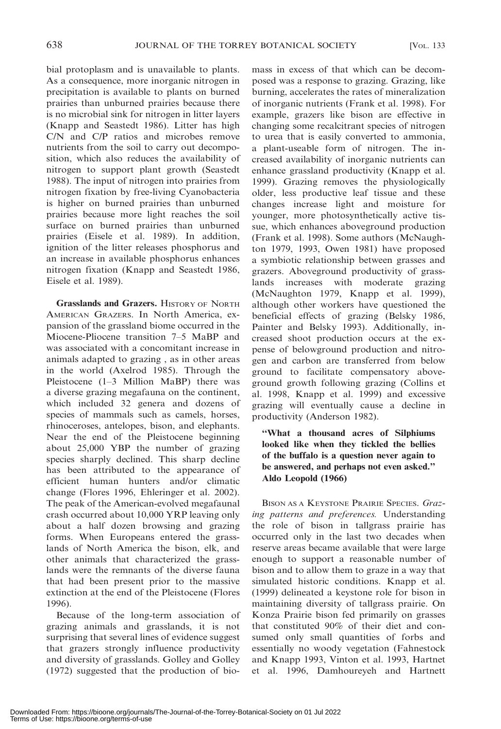bial protoplasm and is unavailable to plants. As a consequence, more inorganic nitrogen in precipitation is available to plants on burned prairies than unburned prairies because there is no microbial sink for nitrogen in litter layers (Knapp and Seastedt 1986). Litter has high C/N and C/P ratios and microbes remove nutrients from the soil to carry out decomposition, which also reduces the availability of nitrogen to support plant growth (Seastedt 1988). The input of nitrogen into prairies from nitrogen fixation by free-living Cyanobacteria is higher on burned prairies than unburned prairies because more light reaches the soil surface on burned prairies than unburned prairies (Eisele et al. 1989). In addition, ignition of the litter releases phosphorus and an increase in available phosphorus enhances nitrogen fixation (Knapp and Seastedt 1986, Eisele et al. 1989).

**Grasslands and Grazers.** HISTORY OF NORTH AMERICAN GRAZERS. In North America, expansion of the grassland biome occurred in the Miocene-Pliocene transition 7–5 MaBP and was associated with a concomitant increase in animals adapted to grazing , as in other areas in the world (Axelrod 1985). Through the Pleistocene (1–3 Million MaBP) there was a diverse grazing megafauna on the continent, which included 32 genera and dozens of species of mammals such as camels, horses, rhinoceroses, antelopes, bison, and elephants. Near the end of the Pleistocene beginning about 25,000 YBP the number of grazing species sharply declined. This sharp decline has been attributed to the appearance of efficient human hunters and/or climatic change (Flores 1996, Ehleringer et al. 2002). The peak of the American-evolved megafaunal crash occurred about 10,000 YRP leaving only about a half dozen browsing and grazing forms. When Europeans entered the grasslands of North America the bison, elk, and other animals that characterized the grasslands were the remnants of the diverse fauna that had been present prior to the massive extinction at the end of the Pleistocene (Flores 1996).

Because of the long-term association of grazing animals and grasslands, it is not surprising that several lines of evidence suggest that grazers strongly influence productivity and diversity of grasslands. Golley and Golley (1972) suggested that the production of biomass in excess of that which can be decomposed was a response to grazing. Grazing, like burning, accelerates the rates of mineralization of inorganic nutrients (Frank et al. 1998). For example, grazers like bison are effective in changing some recalcitrant species of nitrogen to urea that is easily converted to ammonia, a plant-useable form of nitrogen. The increased availability of inorganic nutrients can enhance grassland productivity (Knapp et al. 1999). Grazing removes the physiologically older, less productive leaf tissue and these changes increase light and moisture for younger, more photosynthetically active tissue, which enhances aboveground production (Frank et al. 1998). Some authors (McNaughton 1979, 1993, Owen 1981) have proposed a symbiotic relationship between grasses and grazers. Aboveground productivity of grasslands increases with moderate grazing (McNaughton 1979, Knapp et al. 1999), although other workers have questioned the beneficial effects of grazing (Belsky 1986, Painter and Belsky 1993). Additionally, increased shoot production occurs at the expense of belowground production and nitrogen and carbon are transferred from below ground to facilitate compensatory aboveground growth following grazing (Collins et al. 1998, Knapp et al. 1999) and excessive grazing will eventually cause a decline in productivity (Anderson 1982).

> **"What a thousand acres of Silphiums looked like when they tickled the bellies of the buffalo is a question never again to be answered, and perhaps not even asked." Aldo Leopold (1966)**

BISON AS A KEYSTONE PRAIRIE SPECIES. *Grazing patterns and preferences.* Understanding the role of bison in tallgrass prairie has occurred only in the last two decades when reserve areas became available that were large enough to support a reasonable number of bison and to allow them to graze in a way that simulated historic conditions. Knapp et al. (1999) delineated a keystone role for bison in maintaining diversity of tallgrass prairie. On Konza Prairie bison fed primarily on grasses that constituted 90% of their diet and consumed only small quantities of forbs and essentially no woody vegetation (Fahnestock and Knapp 1993, Vinton et al. 1993, Hartnet et al. 1996, Damhoureyeh and Hartnett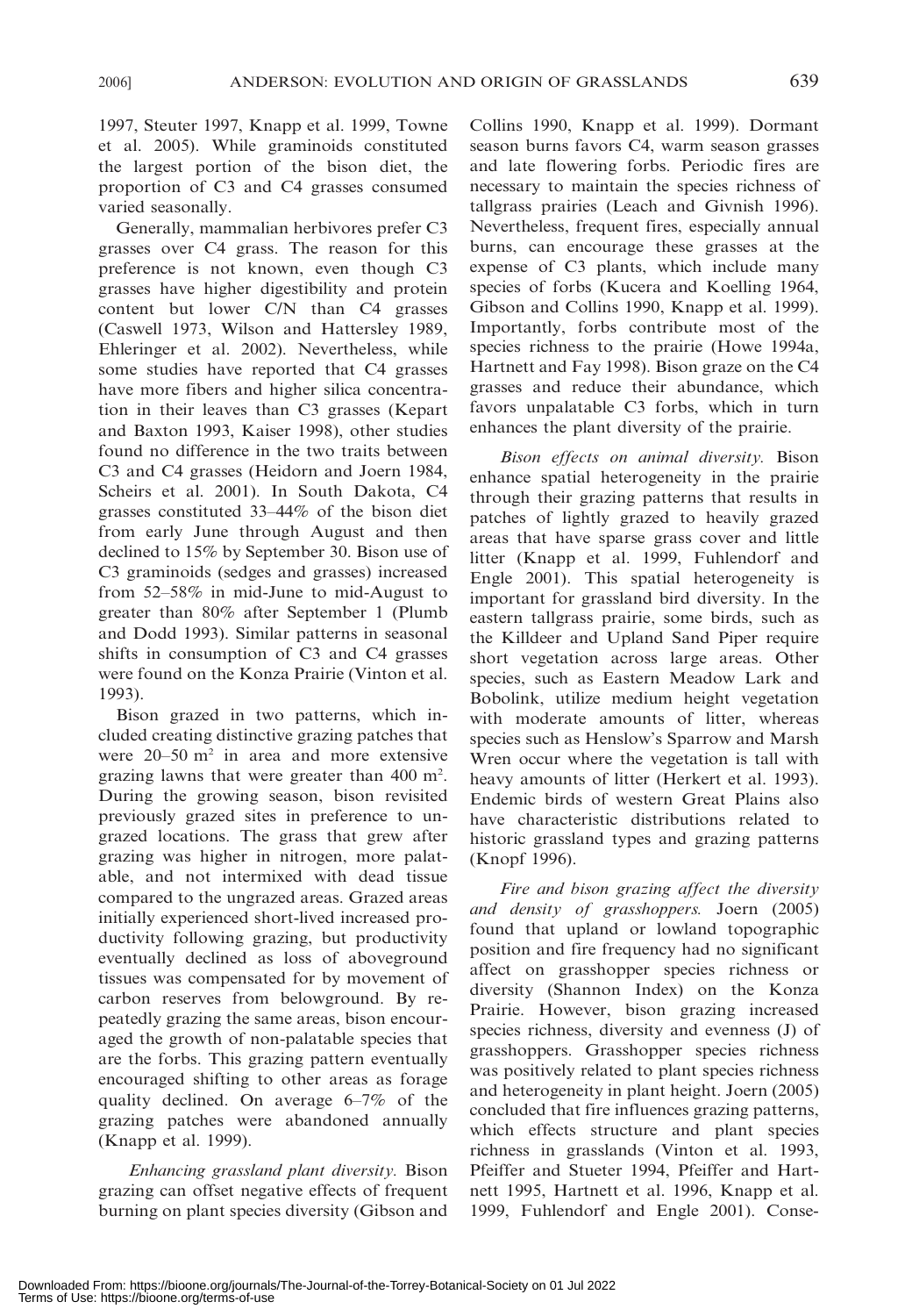1997, Steuter 1997, Knapp et al. 1999, Towne et al. 2005). While graminoids constituted the largest portion of the bison diet, the proportion of C3 and C4 grasses consumed varied seasonally.

Generally, mammalian herbivores prefer C3 grasses over C4 grass. The reason for this preference is not known, even though C3 grasses have higher digestibility and protein content but lower C/N than C4 grasses (Caswell 1973, Wilson and Hattersley 1989, Ehleringer et al. 2002). Nevertheless, while some studies have reported that C4 grasses have more fibers and higher silica concentration in their leaves than C3 grasses (Kepart and Baxton 1993, Kaiser 1998), other studies found no difference in the two traits between C3 and C4 grasses (Heidorn and Joern 1984, Scheirs et al. 2001). In South Dakota, C4 grasses constituted 33–44% of the bison diet from early June through August and then declined to 15% by September 30. Bison use of C3 graminoids (sedges and grasses) increased from 52–58% in mid-June to mid-August to greater than 80% after September 1 (Plumb and Dodd 1993). Similar patterns in seasonal shifts in consumption of C3 and C4 grasses were found on the Konza Prairie (Vinton et al. 1993).

Bison grazed in two patterns, which included creating distinctive grazing patches that were 20–50 $m^2$ in area and more extensive grazing lawns that were greater than 400 $m^2$. During the growing season, bison revisited previously grazed sites in preference to ungrazed locations. The grass that grew after grazing was higher in nitrogen, more palatable, and not intermixed with dead tissue compared to the ungrazed areas. Grazed areas initially experienced short-lived increased productivity following grazing, but productivity eventually declined as loss of aboveground tissues was compensated for by movement of carbon reserves from belowground. By repeatedly grazing the same areas, bison encouraged the growth of non-palatable species that are the forbs. This grazing pattern eventually encouraged shifting to other areas as forage quality declined. On average 6–7% of the grazing patches were abandoned annually (Knapp et al. 1999).

*Enhancing grassland plant diversity.* Bison grazing can offset negative effects of frequent burning on plant species diversity (Gibson and Collins 1990, Knapp et al. 1999). Dormant season burns favors C4, warm season grasses and late flowering forbs. Periodic fires are necessary to maintain the species richness of tallgrass prairies (Leach and Givnish 1996). Nevertheless, frequent fires, especially annual burns, can encourage these grasses at the expense of C3 plants, which include many species of forbs (Kucera and Koelling 1964, Gibson and Collins 1990, Knapp et al. 1999). Importantly, forbs contribute most of the species richness to the prairie (Howe 1994a, Hartnett and Fay 1998). Bison graze on the C4 grasses and reduce their abundance, which favors unpalatable C3 forbs, which in turn enhances the plant diversity of the prairie.

*Bison effects on animal diversity.* Bison enhance spatial heterogeneity in the prairie through their grazing patterns that results in patches of lightly grazed to heavily grazed areas that have sparse grass cover and little litter (Knapp et al. 1999, Fuhlendorf and Engle 2001). This spatial heterogeneity is important for grassland bird diversity. In the eastern tallgrass prairie, some birds, such as the Killdeer and Upland Sand Piper require short vegetation across large areas. Other species, such as Eastern Meadow Lark and Bobolink, utilize medium height vegetation with moderate amounts of litter, whereas species such as Henslow's Sparrow and Marsh Wren occur where the vegetation is tall with heavy amounts of litter (Herkert et al. 1993). Endemic birds of western Great Plains also have characteristic distributions related to historic grassland types and grazing patterns (Knopf 1996).

*Fire and bison grazing affect the diversity and density of grasshoppers.* Joern (2005) found that upland or lowland topographic position and fire frequency had no significant affect on grasshopper species richness or diversity (Shannon Index) on the Konza Prairie. However, bison grazing increased species richness, diversity and evenness (J) of grasshoppers. Grasshopper species richness was positively related to plant species richness and heterogeneity in plant height. Joern (2005) concluded that fire influences grazing patterns, which effects structure and plant species richness in grasslands (Vinton et al. 1993, Pfeiffer and Stueter 1994, Pfeiffer and Hartnett 1995, Hartnett et al. 1996, Knapp et al. 1999, Fuhlendorf and Engle 2001). Conse-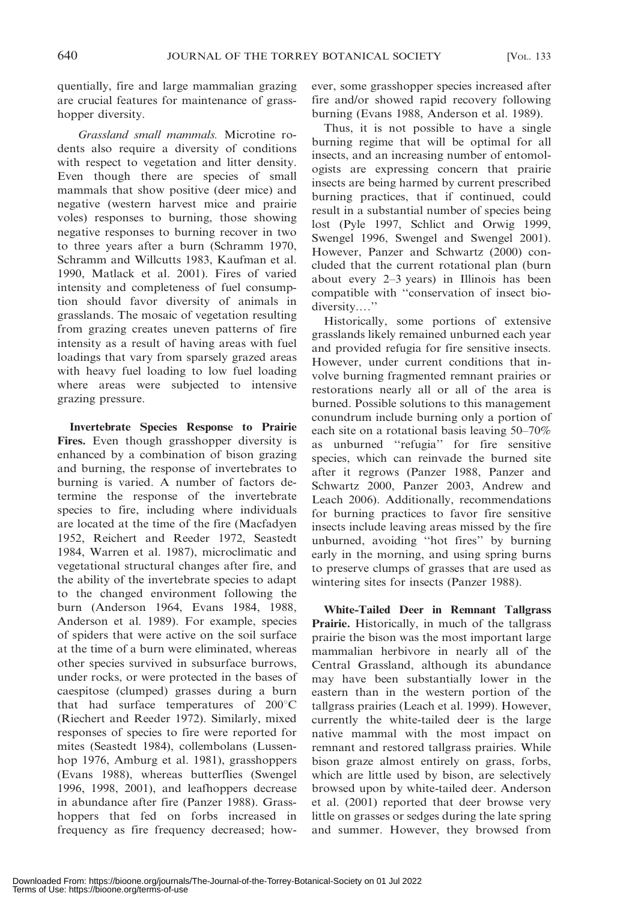quentially, fire and large mammalian grazing are crucial features for maintenance of grasshopper diversity.

*Grassland small mammals.* Microtine rodents also require a diversity of conditions with respect to vegetation and litter density. Even though there are species of small mammals that show positive (deer mice) and negative (western harvest mice and prairie voles) responses to burning, those showing negative responses to burning recover in two to three years after a burn (Schramm 1970, Schramm and Willcutts 1983, Kaufman et al. 1990, Matlack et al. 2001). Fires of varied intensity and completeness of fuel consumption should favor diversity of animals in grasslands. The mosaic of vegetation resulting from grazing creates uneven patterns of fire intensity as a result of having areas with fuel loadings that vary from sparsely grazed areas with heavy fuel loading to low fuel loading where areas were subjected to intensive grazing pressure.

**Invertebrate Species Response to Prairie Fires.** Even though grasshopper diversity is enhanced by a combination of bison grazing and burning, the response of invertebrates to burning is varied. A number of factors determine the response of the invertebrate species to fire, including where individuals are located at the time of the fire (Macfadyen 1952, Reichert and Reeder 1972, Seastedt 1984, Warren et al. 1987), microclimatic and vegetational structural changes after fire, and the ability of the invertebrate species to adapt to the changed environment following the burn (Anderson 1964, Evans 1984, 1988, Anderson et al. 1989). For example, species of spiders that were active on the soil surface at the time of a burn were eliminated, whereas other species survived in subsurface burrows, under rocks, or were protected in the bases of caespitose (clumped) grasses during a burn that had surface temperatures of 200°C (Riechert and Reeder 1972). Similarly, mixed responses of species to fire were reported for mites (Seastedt 1984), collembolans (Lussenhop 1976, Amburg et al. 1981), grasshoppers (Evans 1988), whereas butterflies (Swengel 1996, 1998, 2001), and leafhoppers decrease in abundance after fire (Panzer 1988). Grasshoppers that fed on forbs increased in frequency as fire frequency decreased; however, some grasshopper species increased after fire and/or showed rapid recovery following burning (Evans 1988, Anderson et al. 1989).

Thus, it is not possible to have a single burning regime that will be optimal for all insects, and an increasing number of entomologists are expressing concern that prairie insects are being harmed by current prescribed burning practices, that if continued, could result in a substantial number of species being lost (Pyle 1997, Schlict and Orwig 1999, Swengel 1996, Swengel and Swengel 2001). However, Panzer and Schwartz (2000) concluded that the current rotational plan (burn about every 2–3 years) in Illinois has been compatible with ''conservation of insect biodiversity....''

Historically, some portions of extensive grasslands likely remained unburned each year and provided refugia for fire sensitive insects. However, under current conditions that involve burning fragmented remnant prairies or restorations nearly all or all of the area is burned. Possible solutions to this management conundrum include burning only a portion of each site on a rotational basis leaving 50–70% as unburned ''refugia'' for fire sensitive species, which can reinvade the burned site after it regrows (Panzer 1988, Panzer and Schwartz 2000, Panzer 2003, Andrew and Leach 2006). Additionally, recommendations for burning practices to favor fire sensitive insects include leaving areas missed by the fire unburned, avoiding ''hot fires'' by burning early in the morning, and using spring burns to preserve clumps of grasses that are used as wintering sites for insects (Panzer 1988).

**White-Tailed Deer in Remnant Tallgrass Prairie.** Historically, in much of the tallgrass prairie the bison was the most important large mammalian herbivore in nearly all of the Central Grassland, although its abundance may have been substantially lower in the eastern than in the western portion of the tallgrass prairies (Leach et al. 1999). However, currently the white-tailed deer is the large native mammal with the most impact on remnant and restored tallgrass prairies. While bison graze almost entirely on grass, forbs, which are little used by bison, are selectively browsed upon by white-tailed deer. Anderson et al. (2001) reported that deer browse very little on grasses or sedges during the late spring and summer. However, they browsed from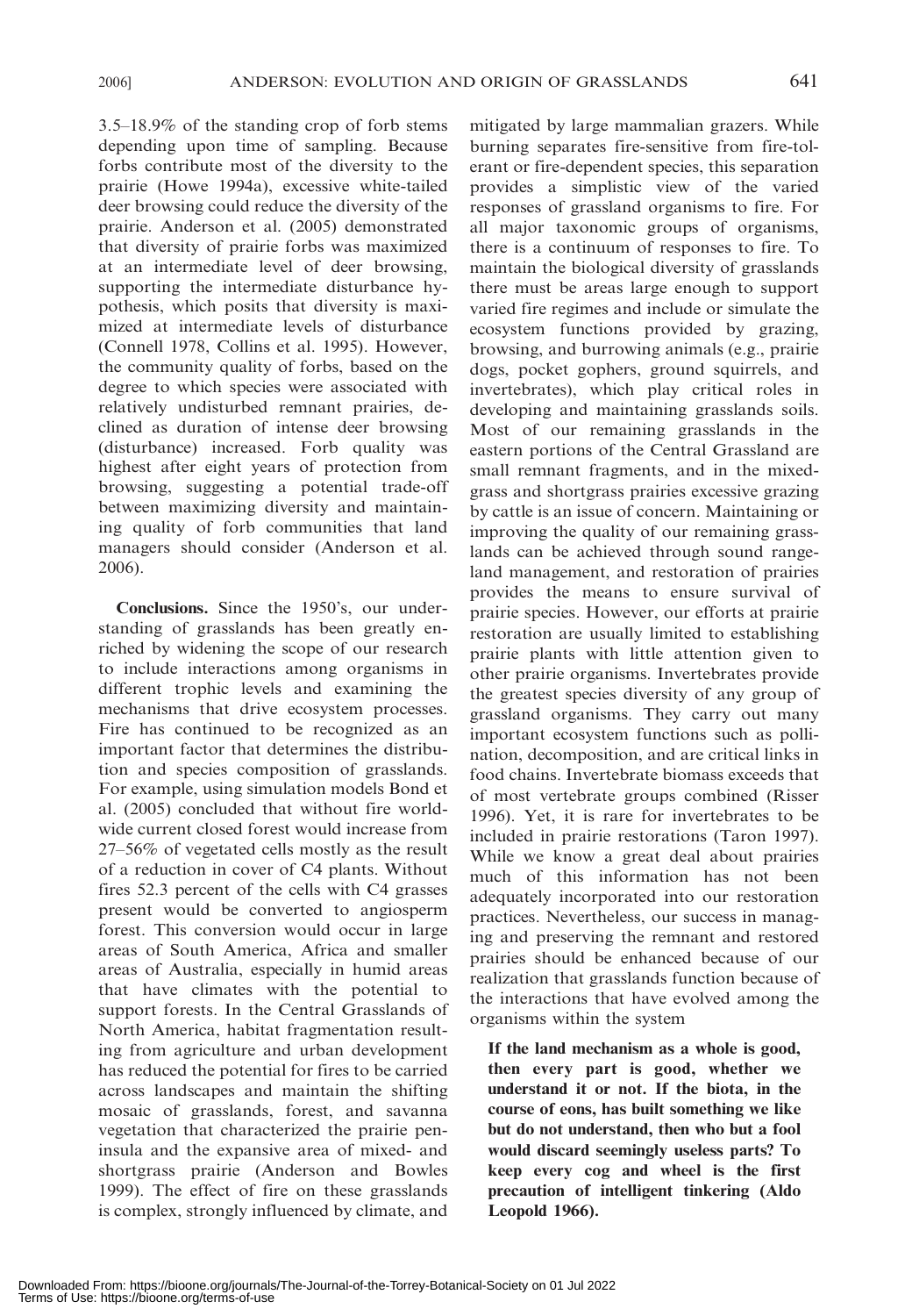3.5–18.9% of the standing crop of forb stems depending upon time of sampling. Because forbs contribute most of the diversity to the prairie (Howe 1994a), excessive white-tailed deer browsing could reduce the diversity of the prairie. Anderson et al. (2005) demonstrated that diversity of prairie forbs was maximized at an intermediate level of deer browsing, supporting the intermediate disturbance hypothesis, which posits that diversity is maximized at intermediate levels of disturbance (Connell 1978, Collins et al. 1995). However, the community quality of forbs, based on the degree to which species were associated with relatively undisturbed remnant prairies, declined as duration of intense deer browsing (disturbance) increased. Forb quality was highest after eight years of protection from browsing, suggesting a potential trade-off between maximizing diversity and maintaining quality of forb communities that land managers should consider (Anderson et al. 2006).

**Conclusions.** Since the 1950's, our understanding of grasslands has been greatly enriched by widening the scope of our research to include interactions among organisms in different trophic levels and examining the mechanisms that drive ecosystem processes. Fire has continued to be recognized as an important factor that determines the distribution and species composition of grasslands. For example, using simulation models Bond et al. (2005) concluded that without fire worldwide current closed forest would increase from 27–56% of vegetated cells mostly as the result of a reduction in cover of C4 plants. Without fires 52.3 percent of the cells with C4 grasses present would be converted to angiosperm forest. This conversion would occur in large areas of South America, Africa and smaller areas of Australia, especially in humid areas that have climates with the potential to support forests. In the Central Grasslands of North America, habitat fragmentation resulting from agriculture and urban development has reduced the potential for fires to be carried across landscapes and maintain the shifting mosaic of grasslands, forest, and savanna vegetation that characterized the prairie peninsula and the expansive area of mixed- and shortgrass prairie (Anderson and Bowles 1999). The effect of fire on these grasslands is complex, strongly influenced by climate, and mitigated by large mammalian grazers. While burning separates fire-sensitive from fire-tolerant or fire-dependent species, this separation provides a simplistic view of the varied responses of grassland organisms to fire. For all major taxonomic groups of organisms, there is a continuum of responses to fire. To maintain the biological diversity of grasslands there must be areas large enough to support varied fire regimes and include or simulate the ecosystem functions provided by grazing, browsing, and burrowing animals (e.g., prairie dogs, pocket gophers, ground squirrels, and invertebrates), which play critical roles in developing and maintaining grasslands soils. Most of our remaining grasslands in the eastern portions of the Central Grassland are small remnant fragments, and in the mixed-grass and shortgrass prairies excessive grazing by cattle is an issue of concern. Maintaining or improving the quality of our remaining grasslands can be achieved through sound rangeland management, and restoration of prairies provides the means to ensure survival of prairie species. However, our efforts at prairie restoration are usually limited to establishing prairie plants with little attention given to other prairie organisms. Invertebrates provide the greatest species diversity of any group of grassland organisms. They carry out many important ecosystem functions such as pollination, decomposition, and are critical links in food chains. Invertebrate biomass exceeds that of most vertebrate groups combined (Risser 1996). Yet, it is rare for invertebrates to be included in prairie restorations (Taron 1997). While we know a great deal about prairies much of this information has not been adequately incorporated into our restoration practices. Nevertheless, our success in managing and preserving the remnant and restored prairies should be enhanced because of our realization that grasslands function because of the interactions that have evolved among the organisms within the system

**If the land mechanism as a whole is good, then every part is good, whether we understand it or not. If the biota, in the course of eons, has built something we like but do not understand, then who but a fool would discard seemingly useless parts? To keep every cog and wheel is the first precaution of intelligent tinkering (Aldo Leopold 1966).**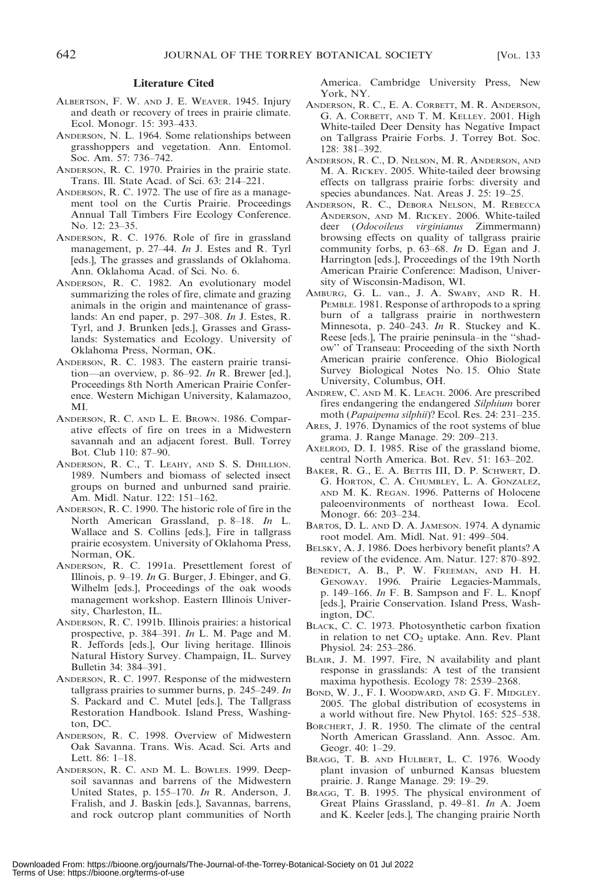## Literature Cited

ALBERTSON, F. W. AND J. E. WEAVER. 1945. Injury and death or recovery of trees in prairie climate. Ecol. Monogr. 15: 393–433.

ANDERSON, N. L. 1964. Some relationships between grasshoppers and vegetation. Ann. Entomol. Soc. Am. 57: 736–742.

ANDERSON, R. C. 1970. Prairies in the prairie state. Trans. Ill. State Acad. of Sci. 63: 214–221.

ANDERSON, R. C. 1972. The use of fire as a management tool on the Curtis Prairie. Proceedings Annual Tall Timbers Fire Ecology Conference. No. 12: 23–35.

ANDERSON, R. C. 1976. Role of fire in grassland management, p. 27–44. *In* J. Estes and R. Tyrl [eds.], The grasses and grasslands of Oklahoma. Ann. Oklahoma Acad. of Sci. No. 6.

ANDERSON, R. C. 1982. An evolutionary model summarizing the roles of fire, climate and grazing animals in the origin and maintenance of grasslands: An end paper, p. 297–308. *In* J. Estes, R. Tyrl, and J. Brunken [eds.], Grasses and Grasslands: Systematics and Ecology. University of Oklahoma Press, Norman, OK.

ANDERSON, R. C. 1983. The eastern prairie transition—an overview, p. 86–92. *In* R. Brewer [ed.], Proceedings 8th North American Prairie Conference. Western Michigan University, Kalamazoo, MI.

ANDERSON, R. C. AND L. E. BROWN. 1986. Comparative effects of fire on trees in a Midwestern savannah and an adjacent forest. Bull. Torrey Bot. Club 110: 87–90.

ANDERSON, R. C., T. LEAHY, AND S. S. DHILLION. 1989. Numbers and biomass of selected insect groups on burned and unburned sand prairie. Am. Midl. Natur. 122: 151–162.

ANDERSON, R. C. 1990. The historic role of fire in the North American Grassland, p. 8–18. *In* L. Wallace and S. Collins [eds.], Fire in tallgrass prairie ecosystem. University of Oklahoma Press, Norman, OK.

ANDERSON, R. C. 1991a. Presettlement forest of Illinois, p. 9–19. *In* G. Burger, J. Ebinger, and G. Wilhelm [eds.], Proceedings of the oak woods management workshop. Eastern Illinois University, Charleston, IL.

ANDERSON, R. C. 1991b. Illinois prairies: a historical prospective, p. 384–391. *In* L. M. Page and M. R. Jeffords [eds.], Our living heritage. Illinois Natural History Survey. Champaign, IL. Survey Bulletin 34: 384–391.

ANDERSON, R. C. 1997. Response of the midwestern tallgrass prairies to summer burns, p. 245–249. *In* S. Packard and C. Mutel [eds.], The Tallgrass Restoration Handbook. Island Press, Washington, DC.

ANDERSON, R. C. 1998. Overview of Midwestern Oak Savanna. Trans. Wis. Acad. Sci. Arts and Lett. 86: 1–18.

ANDERSON, R. C. AND M. L. BOWLES. 1999. Deep-soil savannas and barrens of the Midwestern United States, p. 155–170. *In* R. Anderson, J. Fralish, and J. Baskin [eds.], Savannas, barrens, and rock outcrop plant communities of North America. Cambridge University Press, New York, NY.

ANDERSON, R. C., E. A. CORBETT, M. R. ANDERSON, G. A. CORBETT, AND T. M. KELLEY. 2001. High White-tailed Deer Density has Negative Impact on Tallgrass Prairie Forbs. J. Torrey Bot. Soc. 128: 381–392.

ANDERSON, R. C., D. NELSON, M. R. ANDERSON, AND M. A. RICKEY. 2005. White-tailed deer browsing effects on tallgrass prairie forbs: diversity and species abundances. Nat. Areas J. 25: 19–25.

ANDERSON, R. C., DEBORA NELSON, M. REBECCA ANDERSON, AND M. RICKEY. 2006. White-tailed deer (*Odocoileus virginianus* Zimmermann) browsing effects on quality of tallgrass prairie community forbs, p. 63–68. *In* D. Egan and J. Harrington [eds.], Proceedings of the 19th North American Prairie Conference: Madison, University of Wisconsin-Madison, WI.

AMBURG, G. L. van., J. A. SWABY, AND R. H. PEMBLE. 1981. Response of arthropods to a spring burn of a tallgrass prairie in northwestern Minnesota, p. 240–243. *In* R. Stuckey and K. Reese [eds.], The prairie peninsula–in the "shadow" of Transeau: Proceeding of the sixth North American prairie conference. Ohio Biological Survey Biological Notes No. 15. Ohio State University, Columbus, OH.

ANDREW, C. AND M. K. LEACH. 2006. Are prescribed fires endangering the endangered *Silphium* borer moth (*Papaipema silphii*)? Ecol. Res. 24: 231–235.

ARES, J. 1976. Dynamics of the root systems of blue grama. J. Range Manage. 29: 209–213.

AXELROD, D. I. 1985. Rise of the grassland biome, central North America. Bot. Rev. 51: 163–202.

BAKER, R. G., E. A. BETTIS III, D. P. SCHWERT, D. G. HORTON, C. A. CHUMBLEY, L. A. GONZALEZ, AND M. K. REGAN. 1996. Patterns of Holocene paleoenvironments of northeast Iowa. Ecol. Monogr. 66: 203–234.

BARTOS, D. L. AND D. A. JAMESON. 1974. A dynamic root model. Am. Midl. Nat. 91: 499–504.

BELSKY, A. J. 1986. Does herbivory benefit plants? A review of the evidence. Am. Natur. 127: 870–892.

BENEDICT, A. B., P. W. FREEMAN, AND H. H. GENOWAY. 1996. Prairie Legacies-Mammals, p. 149–166. *In* F. B. Sampson and F. L. Knopf [eds.], Prairie Conservation. Island Press, Washington, DC.

BLACK, C. C. 1973. Photosynthetic carbon fixation in relation to net $CO_2$ uptake. Ann. Rev. Plant Physiol. 24: 253–286.

BLAIR, J. M. 1997. Fire, N availability and plant response in grasslands: A test of the transient maxima hypothesis. Ecology 78: 2539–2368.

BOND, W. J., F. I. WOODWARD, AND G. F. MIDGLEY. 2005. The global distribution of ecosystems in a world without fire. New Phytol. 165: 525–538.

BORCHERT, J. R. 1950. The climate of the central North American Grassland. Ann. Assoc. Am. Geogr. 40: 1–29.

BRAGG, T. B. AND HULBERT, L. C. 1976. Woody plant invasion of unburned Kansas bluestem prairie. J. Range Manage. 29: 19–29.

BRAGG, T. B. 1995. The physical environment of Great Plains Grassland, p. 49–81. *In* A. Joem and K. Keeler [eds.], The changing prairie North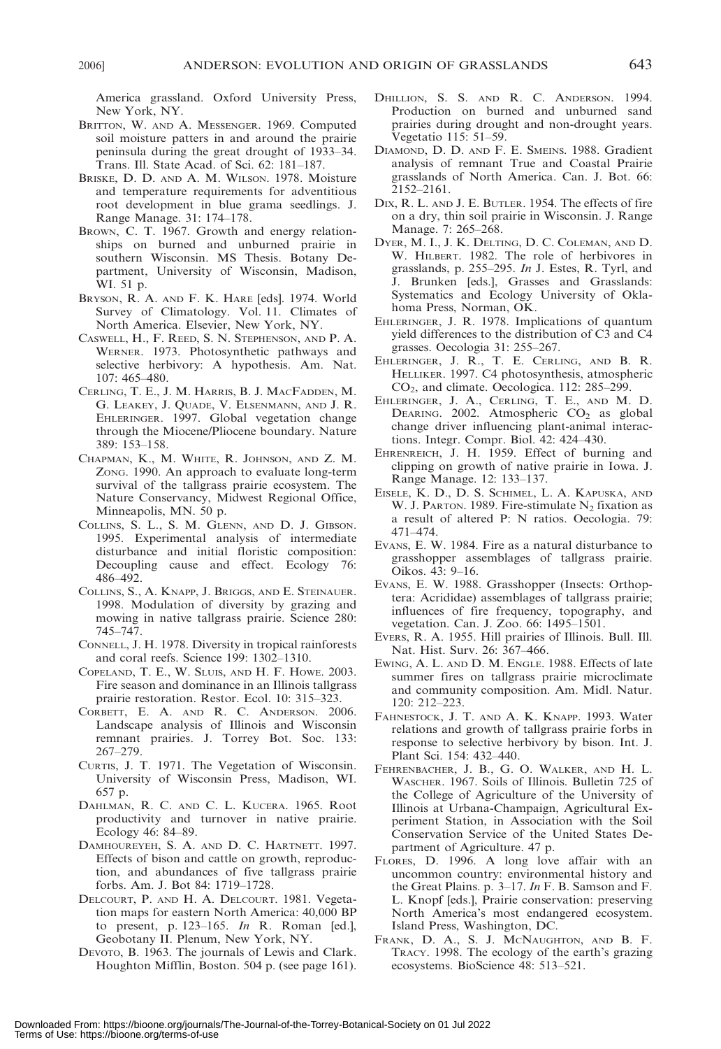America grassland. Oxford University Press, New York, NY.

BRITTON, W. AND A. MESSENGER. 1969. Computed soil moisture patters in and around the prairie peninsula during the great drought of 1933–34. Trans. Ill. State Acad. of Sci. 62: 181–187.

BRISKE, D. D. AND A. M. WILSON. 1978. Moisture and temperature requirements for adventitious root development in blue grama seedlings. J. Range Manage. 31: 174–178.

BROWN, C. T. 1967. Growth and energy relationships on burned and unburned prairie in southern Wisconsin. MS Thesis. Botany Department, University of Wisconsin, Madison, WI. 51 p.

BRYSON, R. A. AND F. K. HARE [eds]. 1974. World Survey of Climatology. Vol. 11. Climates of North America. Elsevier, New York, NY.

CASWELL, H., F. REED, S. N. STEPHENSON, AND P. A. WERNER. 1973. Photosynthetic pathways and selective herbivory: A hypothesis. Am. Nat. 107: 465–480.

CERLING, T. E., J. M. HARRIS, B. J. MACFADDEN, M. G. LEAKEY, J. QUADE, V. ELSENMANN, AND J. R. EHLERINGER. 1997. Global vegetation change through the Miocene/Pliocene boundary. Nature 389: 153–158.

CHAPMAN, K., M. WHITE, R. JOHNSON, AND Z. M. ZONG. 1990. An approach to evaluate long-term survival of the tallgrass prairie ecosystem. The Nature Conservancy, Midwest Regional Office, Minneapolis, MN. 50 p.

COLLINS, S. L., S. M. GLENN, AND D. J. GIBSON. 1995. Experimental analysis of intermediate disturbance and initial floristic composition: Decoupling cause and effect. Ecology 76: 486–492.

COLLINS, S., A. KNAPP, J. BRIGGS, AND E. STEINAUER. 1998. Modulation of diversity by grazing and mowing in native tallgrass prairie. Science 280: 745–747.

CONNELL, J. H. 1978. Diversity in tropical rainforests and coral reefs. Science 199: 1302–1310.

COPELAND, T. E., W. SLUIS, AND H. F. HOWE. 2003. Fire season and dominance in an Illinois tallgrass prairie restoration. Restor. Ecol. 10: 315–323.

CORBETT, E. A. AND R. C. ANDERSON. 2006. Landscape analysis of Illinois and Wisconsin remnant prairies. J. Torrey Bot. Soc. 133: 267–279.

CURTIS, J. T. 1971. The Vegetation of Wisconsin. University of Wisconsin Press, Madison, WI. 657 p.

DAHLMAN, R. C. AND C. L. KUCERA. 1965. Root productivity and turnover in native prairie. Ecology 46: 84–89.

DAMHOUREYEH, S. A. AND D. C. HARTNETT. 1997. Effects of bison and cattle on growth, reproduction, and abundances of five tallgrass prairie forbs. Am. J. Bot 84: 1719–1728.

DELCOURT, P. AND H. A. DELCOURT. 1981. Vegetation maps for eastern North America: 40,000 BP to present, p. 123–165. *In* R. Roman [ed.], Geobotany II. Plenum, New York, NY.

DEVOTO, B. 1963. The journals of Lewis and Clark. Houghton Mifflin, Boston. 504 p. (see page 161).

DHILLION, S. S. AND R. C. ANDERSON. 1994. Production on burned and unburned sand prairies during drought and non-drought years. Vegetatio 115: 51–59.

DIAMOND, D. D. AND F. E. SMEINS. 1988. Gradient analysis of remnant True and Coastal Prairie grasslands of North America. Can. J. Bot. 66: 2152–2161.

DIX, R. L. AND J. E. BUTLER. 1954. The effects of fire on a dry, thin soil prairie in Wisconsin. J. Range Manage. 7: 265–268.

DYER, M. I., J. K. DELTING, D. C. COLEMAN, AND D. W. HILBERT. 1982. The role of herbivores in grasslands, p. 255–295. *In* J. Estes, R. Tyrl, and J. Brunken [eds.], Grasses and Grasslands: Systematics and Ecology University of Oklahoma Press, Norman, OK.

EHLERINGER, J. R. 1978. Implications of quantum yield differences to the distribution of C3 and C4 grasses. Oecologia 31: 255–267.

EHLERINGER, J. R., T. E. CERLING, AND B. R. HELLIKER. 1997. C4 photosynthesis, atmospheric $CO_2$, and climate. Oecologica. 112: 285–299.

EHLERINGER, J. A., CERLING, T. E., AND M. D. DEARING. 2002. Atmospheric $CO_2$ as global change driver influencing plant-animal interactions. Integr. Compr. Biol. 42: 424–430.

EHRENREICH, J. H. 1959. Effect of burning and clipping on growth of native prairie in Iowa. J. Range Manage. 12: 133–137.

EISELE, K. D., D. S. SCHIMEL, L. A. KAPUSKA, AND W. J. PARTON. 1989. Fire-stimulate $N_2$ fixation as a result of altered P: N ratios. Oecologia. 79: 471–474.

EVANS, E. W. 1984. Fire as a natural disturbance to grasshopper assemblages of tallgrass prairie. Oikos. 43: 9–16.

EVANS, E. W. 1988. Grasshopper (Insects: Orthoptera: Acrididae) assemblages of tallgrass prairie; influences of fire frequency, topography, and vegetation. Can. J. Zoo. 66: 1495–1501.

EVERS, R. A. 1955. Hill prairies of Illinois. Bull. Ill. Nat. Hist. Surv. 26: 367–466.

EWING, A. L. AND D. M. ENGLE. 1988. Effects of late summer fires on tallgrass prairie microclimate and community composition. Am. Midl. Natur. 120: 212–223.

FAHNESTOCK, J. T. AND A. K. KNAPP. 1993. Water relations and growth of tallgrass prairie forbs in response to selective herbivory by bison. Int. J. Plant Sci. 154: 432–440.

FEHRENBACHER, J. B., G. O. WALKER, AND H. L. WASCHER. 1967. Soils of Illinois. Bulletin 725 of the College of Agriculture of the University of Illinois at Urbana-Champaign, Agricultural Experiment Station, in Association with the Soil Conservation Service of the United States Department of Agriculture. 47 p.

FLORES, D. 1996. A long love affair with an uncommon country: environmental history and the Great Plains. p. 3–17. *In* F. B. Samson and F. L. Knopf [eds.], Prairie conservation: preserving North America's most endangered ecosystem. Island Press, Washington, DC.

FRANK, D. A., S. J. MCNAUGHTON, AND B. F. TRACY. 1998. The ecology of the earth's grazing ecosystems. BioScience 48: 513–521.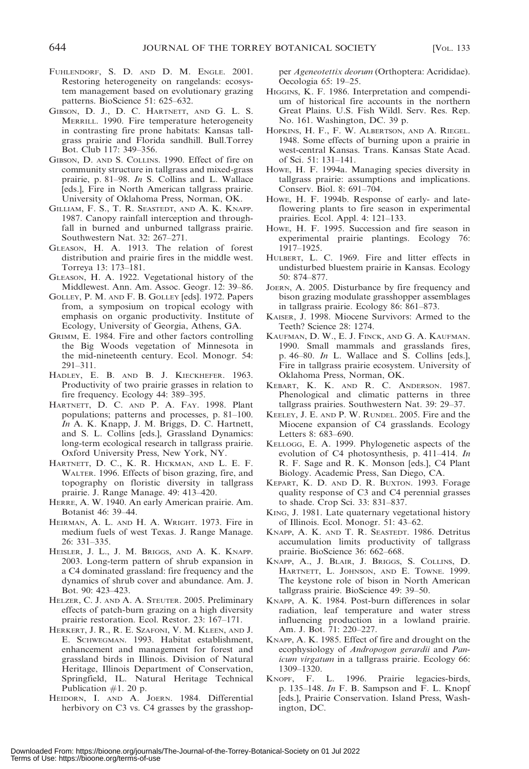FUHLENDORF, S. D. AND D. M. ENGLE. 2001. Restoring heterogeneity on rangelands: ecosystem management based on evolutionary grazing patterns. BioScience 51: 625–632.

GIBSON, D. J., D. C. HARTNETT, AND G. L. S. MERRILL. 1990. Fire temperature heterogeneity in contrasting fire prone habitats: Kansas tallgrass prairie and Florida sandhill. Bull.Torrey Bot. Club 117: 349–356.

GIBSON, D. AND S. COLLINS. 1990. Effect of fire on community structure in tallgrass and mixed-grass prairie, p. 81–98. *In* S. Collins and L. Wallace [eds.], Fire in North American tallgrass prairie. University of Oklahoma Press, Norman, OK.

GILLIAM, F. S., T. R. SEASTEDT, AND A. K. KNAPP. 1987. Canopy rainfall interception and throughfall in burned and unburned tallgrass prairie. Southwestern Nat. 32: 267–271.

GLEASON, H. A. 1913. The relation of forest distribution and prairie fires in the middle west. Torreya 13: 173–181.

GLEASON, H. A. 1922. Vegetational history of the Middlewest. Ann. Am. Assoc. Geogr. 12: 39–86.

GOLLEY, P. M. AND F. B. GOLLEY [eds]. 1972. Papers from, a symposium on tropical ecology with emphasis on organic productivity. Institute of Ecology, University of Georgia, Athens, GA.

GRIMM, E. 1984. Fire and other factors controlling the Big Woods vegetation of Minnesota in the mid-nineteenth century. Ecol. Monogr. 54: 291–311.

HADLEY, E. B. AND B. J. KIECKHEFER. 1963. Productivity of two prairie grasses in relation to fire frequency. Ecology 44: 389–395.

HARTNETT, D. C. AND P. A. FAY. 1998. Plant populations; patterns and processes, p. 81–100. *In* A. K. Knapp, J. M. Briggs, D. C. Hartnett, and S. L. Collins [eds.], Grassland Dynamics: long-term ecological research in tallgrass prairie. Oxford University Press, New York, NY.

HARTNETT, D. C., K. R. HICKMAN, AND L. E. F. WALTER. 1996. Effects of bison grazing, fire, and topography on floristic diversity in tallgrass prairie. J. Range Manage. 49: 413–420.

HERRE, A. W. 1940. An early American prairie. Am. Botanist 46: 39–44.

HEIRMAN, A. L. AND H. A. WRIGHT. 1973. Fire in medium fuels of west Texas. J. Range Manage. 26: 331–335.

HEISLER, J. L., J. M. BRIGGS, AND A. K. KNAPP. 2003. Long-term pattern of shrub expansion in a C4 dominated grassland: fire frequency and the dynamics of shrub cover and abundance. Am. J. Bot. 90: 423–423.

HELZER, C. J. AND A. A. STEUTER. 2005. Preliminary effects of patch-burn grazing on a high diversity prairie restoration. Ecol. Restor. 23: 167–171.

HERKERT, J. R., R. E. SZAFONI, V. M. KLEEN, AND J. E. SCHWEGMAN. 1993. Habitat establishment, enhancement and management for forest and grassland birds in Illinois. Division of Natural Heritage, Illinois Department of Conservation, Springfield, IL. Natural Heritage Technical Publication #1. 20 p.

HEIDORN, I. AND A. JOERN. 1984. Differential herbivory on C3 vs. C4 grasses by the grasshopper *Ageneotettix deorum* (Orthoptera: Acrididae). Oecologia 65: 19–25.

HIGGINS, K. F. 1986. Interpretation and compendium of historical fire accounts in the northern Great Plains. U.S. Fish Wildl. Serv. Res. Rep. No. 161. Washington, DC. 39 p.

HOPKINS, H. F., F. W. ALBERTSON, AND A. RIEGEL. 1948. Some effects of burning upon a prairie in west-central Kansas. Trans. Kansas State Acad. of Sci. 51: 131–141.

HOWE, H. F. 1994a. Managing species diversity in tallgrass prairie: assumptions and implications. Conserv. Biol. 8: 691–704.

HOWE, H. F. 1994b. Response of early- and late-flowering plants to fire season in experimental prairies. Ecol. Appl. 4: 121–133.

HOWE, H. F. 1995. Succession and fire season in experimental prairie plantings. Ecology 76: 1917–1925.

HULBERT, L. C. 1969. Fire and litter effects in undisturbed bluestem prairie in Kansas. Ecology 50: 874–877.

JOERN, A. 2005. Disturbance by fire frequency and bison grazing modulate grasshopper assemblages in tallgrass prairie. Ecology 86: 861–873.

KAISER, J. 1998. Miocene Survivors: Armed to the Teeth? Science 28: 1274.

KAUFMAN, D. W., E. J. FINCK, AND G. A. KAUFMAN. 1990. Small mammals and grasslands fires, p. 46–80. *In* L. Wallace and S. Collins [eds.], Fire in tallgrass prairie ecosystem. University of Oklahoma Press, Norman, OK.

KEBART, K. K. AND R. C. ANDERSON. 1987. Phenological and climatic patterns in three tallgrass prairies. Southwestern Nat. 39: 29–37.

KEELEY, J. E. AND P. W. RUNDEL. 2005. Fire and the Miocene expansion of C4 grasslands. Ecology Letters 8: 683–690.

KELLOGG, E. A. 1999. Phylogenetic aspects of the evolution of C4 photosynthesis, p. 411–414. *In* R. F. Sage and R. K. Monson [eds.], C4 Plant Biology. Academic Press, San Diego, CA.

KEPART, K. D. AND D. R. BUXTON. 1993. Forage quality response of C3 and C4 perennial grasses to shade. Crop Sci. 33: 831–837.

KING, J. 1981. Late quaternary vegetational history of Illinois. Ecol. Monogr. 51: 43–62.

KNAPP, A. K. AND T. R. SEASTEDT. 1986. Detritus accumulation limits productivity of tallgrass prairie. BioScience 36: 662–668.

KNAPP, A., J. BLAIR, J. BRIGGS, S. COLLINS, D. HARTNETT, L. JOHNSON, AND E. TOWNE. 1999. The keystone role of bison in North American tallgrass prairie. BioScience 49: 39–50.

KNAPP, A. K. 1984. Post-burn differences in solar radiation, leaf temperature and water stress influencing production in a lowland prairie. Am. J. Bot. 71: 220–227.

KNAPP, A. K. 1985. Effect of fire and drought on the ecophysiology of *Andropogon gerardii* and *Panicum virgatum* in a tallgrass prairie. Ecology 66: 1309–1320.

KNOPF, F. L. 1996. Prairie legacies-birds, p. 135–148. *In* F. B. Sampson and F. L. Knopf [eds.], Prairie Conservation. Island Press, Washington, DC.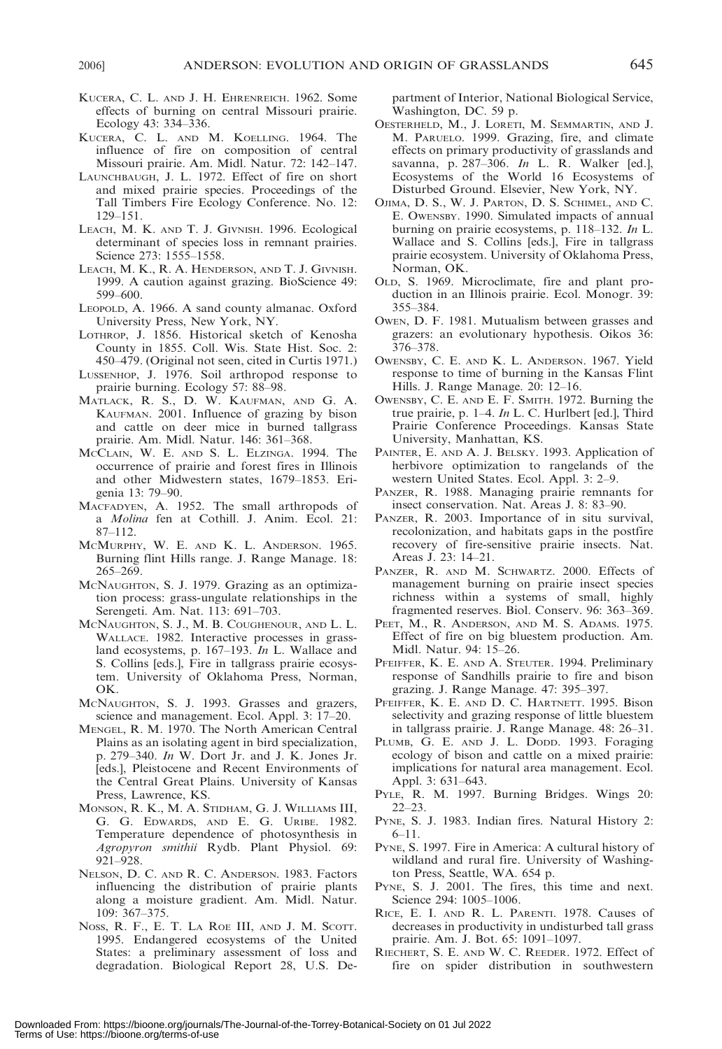KUCERA, C. L. AND J. H. EHRENREICH. 1962. Some effects of burning on central Missouri prairie. Ecology 43: 334–336.

KUCERA, C. L. AND M. KOELLING. 1964. The influence of fire on composition of central Missouri prairie. Am. Midl. Natur. 72: 142–147.

LAUNCHBAUGH, J. L. 1972. Effect of fire on short and mixed prairie species. Proceedings of the Tall Timbers Fire Ecology Conference. No. 12: 129–151.

LEACH, M. K. AND T. J. GIVNISH. 1996. Ecological determinant of species loss in remnant prairies. Science 273: 1555–1558.

LEACH, M. K., R. A. HENDERSON, AND T. J. GIVNISH. 1999. A caution against grazing. BioScience 49: 599–600.

LEOPOLD, A. 1966. A sand county almanac. Oxford University Press, New York, NY.

LOTHROP, J. 1856. Historical sketch of Kenosha County in 1855. Coll. Wis. State Hist. Soc. 2: 450–479. (Original not seen, cited in Curtis 1971.)

LUSSENHOP, J. 1976. Soil arthropod response to prairie burning. Ecology 57: 88–98.

MATLACK, R. S., D. W. KAUFMAN, AND G. A. KAUFMAN. 2001. Influence of grazing by bison and cattle on deer mice in burned tallgrass prairie. Am. Midl. Natur. 146: 361–368.

MCCLAIN, W. E. AND S. L. ELZINGA. 1994. The occurrence of prairie and forest fires in Illinois and other Midwestern states, 1679–1853. Erigenia 13: 79–90.

MACFADYEN, A. 1952. The small arthropods of a *Molina* fen at Cothill. J. Anim. Ecol. 21: 87–112.

MCMURPHY, W. E. AND K. L. ANDERSON. 1965. Burning flint Hills range. J. Range Manage. 18: 265–269.

MCNAUGHTON, S. J. 1979. Grazing as an optimization process: grass-ungulate relationships in the Serengeti. Am. Nat. 113: 691–703.

MCNAUGHTON, S. J., M. B. COUGHENOUR, AND L. L. WALLACE. 1982. Interactive processes in grassland ecosystems, p. 167–193. *In* L. Wallace and S. Collins [eds.], Fire in tallgrass prairie ecosystem. University of Oklahoma Press, Norman, OK.

MCNAUGHTON, S. J. 1993. Grasses and grazers, science and management. Ecol. Appl. 3: 17–20.

MENGEL, R. M. 1970. The North American Central Plains as an isolating agent in bird specialization, p. 279–340. *In* W. Dort Jr. and J. K. Jones Jr. [eds.], Pleistocene and Recent Environments of the Central Great Plains. University of Kansas Press, Lawrence, KS.

MONSON, R. K., M. A. STIDHAM, G. J. WILLIAMS III, G. G. EDWARDS, AND E. G. URIBE. 1982. Temperature dependence of photosynthesis in *Agropyron smithii* Rydb. Plant Physiol. 69: 921–928.

NELSON, D. C. AND R. C. ANDERSON. 1983. Factors influencing the distribution of prairie plants along a moisture gradient. Am. Midl. Natur. 109: 367–375.

NOSS, R. F., E. T. LA ROE III, AND J. M. SCOTT. 1995. Endangered ecosystems of the United States: a preliminary assessment of loss and degradation. Biological Report 28, U.S. Department of Interior, National Biological Service, Washington, DC. 59 p.

OESTERHELD, M., J. LORETI, M. SEMMARTIN, AND J. M. PARUELO. 1999. Grazing, fire, and climate effects on primary productivity of grasslands and savanna, p. 287–306. *In* L. R. Walker [ed.], Ecosystems of the World 16 Ecosystems of Disturbed Ground. Elsevier, New York, NY.

OJIMA, D. S., W. J. PARTON, D. S. SCHIMEL, AND C. E. OWENSBY. 1990. Simulated impacts of annual burning on prairie ecosystems, p. 118–132. *In* L. Wallace and S. Collins [eds.], Fire in tallgrass prairie ecosystem. University of Oklahoma Press, Norman, OK.

OLD, S. 1969. Microclimate, fire and plant production in an Illinois prairie. Ecol. Monogr. 39: 355–384.

OWEN, D. F. 1981. Mutualism between grasses and grazers: an evolutionary hypothesis. Oikos 36: 376–378.

OWENSBY, C. E. AND K. L. ANDERSON. 1967. Yield response to time of burning in the Kansas Flint Hills. J. Range Manage. 20: 12–16.

OWENSBY, C. E. AND E. F. SMITH. 1972. Burning the true prairie, p. 1–4. *In* L. C. Hurlbert [ed.], Third Prairie Conference Proceedings. Kansas State University, Manhattan, KS.

PAINTER, E. AND A. J. BELSKY. 1993. Application of herbivore optimization to rangelands of the western United States. Ecol. Appl. 3: 2–9.

PANZER, R. 1988. Managing prairie remnants for insect conservation. Nat. Areas J. 8: 83–90.

PANZER, R. 2003. Importance of in situ survival, recolonization, and habitats gaps in the postfire recovery of fire-sensitive prairie insects. Nat. Areas J. 23: 14–21.

PANZER, R. AND M. SCHWARTZ. 2000. Effects of management burning on prairie insect species richness within a systems of small, highly fragmented reserves. Biol. Conserv. 96: 363–369.

PEET, M., R. ANDERSON, AND M. S. ADAMS. 1975. Effect of fire on big bluestem production. Am. Midl. Natur. 94: 15–26.

PFEIFFER, K. E. AND A. STEUTER. 1994. Preliminary response of Sandhills prairie to fire and bison grazing. J. Range Manage. 47: 395–397.

PFEIFFER, K. E. AND D. C. HARTNETT. 1995. Bison selectivity and grazing response of little bluestem in tallgrass prairie. J. Range Manage. 48: 26–31.

PLUMB, G. E. AND J. L. DODD. 1993. Foraging ecology of bison and cattle on a mixed prairie: implications for natural area management. Ecol. Appl. 3: 631–643.

PYLE, R. M. 1997. Burning Bridges. Wings 20: 22–23.

PYNE, S. J. 1983. Indian fires. Natural History 2: 6–11.

PYNE, S. 1997. Fire in America: A cultural history of wildland and rural fire. University of Washington Press, Seattle, WA. 654 p.

PYNE, S. J. 2001. The fires, this time and next. Science 294: 1005–1006.

RICE, E. I. AND R. L. PARENTI. 1978. Causes of decreases in productivity in undisturbed tall grass prairie. Am. J. Bot. 65: 1091–1097.

RIECHERT, S. E. AND W. C. REEDER. 1972. Effect of fire on spider distribution in southwestern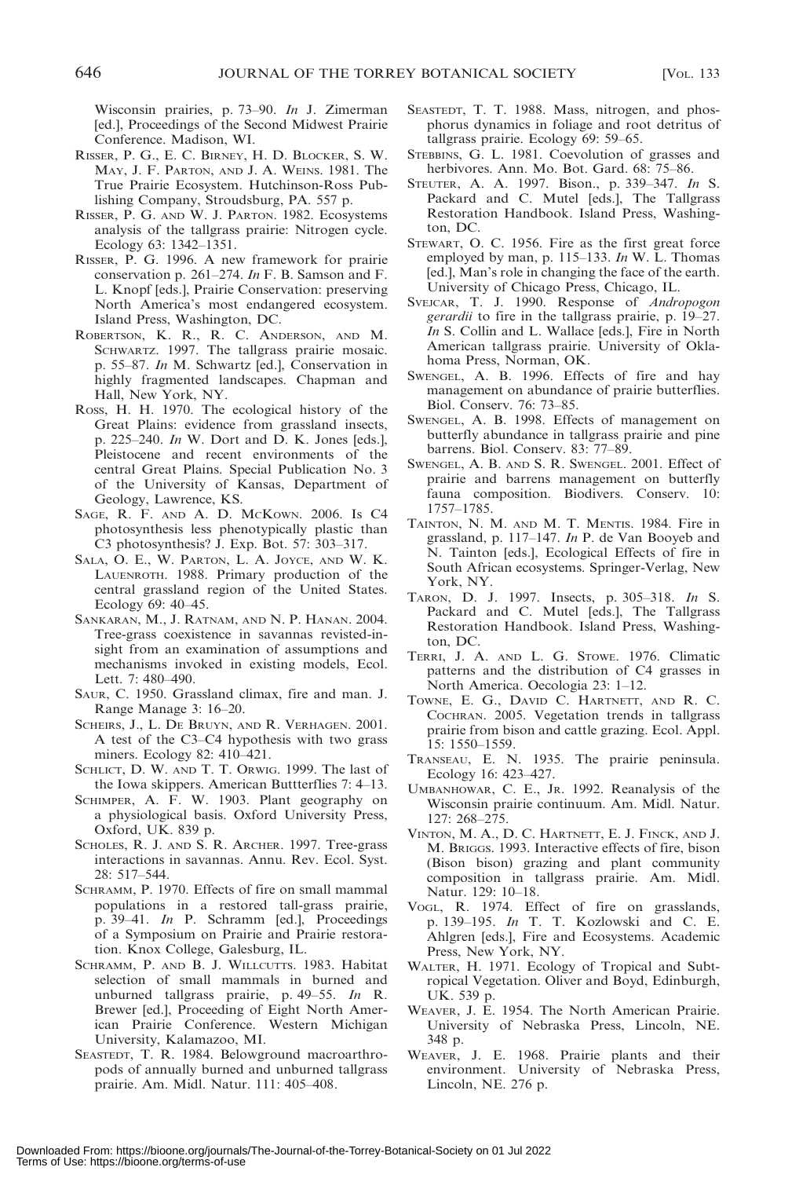Wisconsin prairies, p. 73–90. *In* J. Zimerman [ed.], Proceedings of the Second Midwest Prairie Conference. Madison, WI.

RISSER, P. G., E. C. BIRNEY, H. D. BLOCKER, S. W. MAY, J. F. PARTON, AND J. A. WEINS. 1981. The True Prairie Ecosystem. Hutchinson-Ross Publishing Company, Stroudsburg, PA. 557 p.

RISSER, P. G. AND W. J. PARTON. 1982. Ecosystems analysis of the tallgrass prairie: Nitrogen cycle. Ecology 63: 1342–1351.

RISSER, P. G. 1996. A new framework for prairie conservation p. 261–274. *In* F. B. Samson and F. L. Knopf [eds.], Prairie Conservation: preserving North America's most endangered ecosystem. Island Press, Washington, DC.

ROBERTSON, K. R., R. C. ANDERSON, AND M. SCHWARTZ. 1997. The tallgrass prairie mosaic. p. 55–87. *In* M. Schwartz [ed.], Conservation in highly fragmented landscapes. Chapman and Hall, New York, NY.

ROSS, H. H. 1970. The ecological history of the Great Plains: evidence from grassland insects, p. 225–240. *In* W. Dort and D. K. Jones [eds.], Pleistocene and recent environments of the central Great Plains. Special Publication No. 3 of the University of Kansas, Department of Geology, Lawrence, KS.

SAGE, R. F. AND A. D. MCKOWN. 2006. Is C4 photosynthesis less phenotypically plastic than C3 photosynthesis? J. Exp. Bot. 57: 303–317.

SALA, O. E., W. PARTON, L. A. JOYCE, AND W. K. LAUENROTH. 1988. Primary production of the central grassland region of the United States. Ecology 69: 40–45.

SANKARAN, M., J. RATNAM, AND N. P. HANAN. 2004. Tree-grass coexistence in savannas revisted-insight from an examination of assumptions and mechanisms invoked in existing models, Ecol. Lett. 7: 480–490.

SAUR, C. 1950. Grassland climax, fire and man. J. Range Manage 3: 16–20.

SCHEIRS, J., L. DE BRUYN, AND R. VERHAGEN. 2001. A test of the C3–C4 hypothesis with two grass miners. Ecology 82: 410–421.

SCHLICT, D. W. AND T. T. ORWIG. 1999. The last of the Iowa skippers. American Buttterflies 7: 4–13.

SCHIMPER, A. F. W. 1903. Plant geography on a physiological basis. Oxford University Press, Oxford, UK. 839 p.

SCHOLES, R. J. AND S. R. ARCHER. 1997. Tree-grass interactions in savannas. Annu. Rev. Ecol. Syst. 28: 517–544.

SCHRAMM, P. 1970. Effects of fire on small mammal populations in a restored tall-grass prairie, p. 39–41. *In* P. Schramm [ed.], Proceedings of a Symposium on Prairie and Prairie restoration. Knox College, Galesburg, IL.

SCHRAMM, P. AND B. J. WILLCUTTS. 1983. Habitat selection of small mammals in burned and unburned tallgrass prairie, p. 49–55. *In* R. Brewer [ed.], Proceeding of Eight North American Prairie Conference. Western Michigan University, Kalamazoo, MI.

SEASTEDT, T. R. 1984. Belowground macroarthropods of annually burned and unburned tallgrass prairie. Am. Midl. Natur. 111: 405–408.

SEASTEDT, T. T. 1988. Mass, nitrogen, and phosphorus dynamics in foliage and root detritus of tallgrass prairie. Ecology 69: 59–65.

STEBBINS, G. L. 1981. Coevolution of grasses and herbivores. Ann. Mo. Bot. Gard. 68: 75–86.

STEUTER, A. A. 1997. Bison., p. 339–347. *In* S. Packard and C. Mutel [eds.], The Tallgrass Restoration Handbook. Island Press, Washington, DC.

STEWART, O. C. 1956. Fire as the first great force employed by man, p. 115–133. *In* W. L. Thomas [ed.], Man's role in changing the face of the earth. University of Chicago Press, Chicago, IL.

SVEJCAR, T. J. 1990. Response of *Andropogon gerardii* to fire in the tallgrass prairie, p. 19–27. *In* S. Collin and L. Wallace [eds.], Fire in North American tallgrass prairie. University of Oklahoma Press, Norman, OK.

SWENGEL, A. B. 1996. Effects of fire and hay management on abundance of prairie butterflies. Biol. Conserv. 76: 73–85.

SWENGEL, A. B. 1998. Effects of management on butterfly abundance in tallgrass prairie and pine barrens. Biol. Conserv. 83: 77–89.

SWENGEL, A. B. AND S. R. SWENGEL. 2001. Effect of prairie and barrens management on butterfly fauna composition. Biodivers. Conserv. 10: 1757–1785.

TAINTON, N. M. AND M. T. MENTIS. 1984. Fire in grassland, p. 117–147. *In* P. de Van Booyeb and N. Tainton [eds.], Ecological Effects of fire in South African ecosystems. Springer-Verlag, New York, NY.

TARON, D. J. 1997. Insects, p. 305–318. *In* S. Packard and C. Mutel [eds.], The Tallgrass Restoration Handbook. Island Press, Washington, DC.

TERRI, J. A. AND L. G. STOWE. 1976. Climatic patterns and the distribution of C4 grasses in North America. Oecologia 23: 1–12.

TOWNE, E. G., DAVID C. HARTNETT, AND R. C. COCHRAN. 2005. Vegetation trends in tallgrass prairie from bison and cattle grazing. Ecol. Appl. 15: 1550–1559.

TRANSEAU, E. N. 1935. The prairie peninsula. Ecology 16: 423–427.

UMBANHOWAR, C. E., JR. 1992. Reanalysis of the Wisconsin prairie continuum. Am. Midl. Natur. 127: 268–275.

VINTON, M. A., D. C. HARTNETT, E. J. FINCK, AND J. M. BRIGGS. 1993. Interactive effects of fire, bison (Bison bison) grazing and plant community composition in tallgrass prairie. Am. Midl. Natur. 129: 10–18.

VOGL, R. 1974. Effect of fire on grasslands, p. 139–195. *In* T. T. Kozlowski and C. E. Ahlgren [eds.], Fire and Ecosystems. Academic Press, New York, NY.

WALTER, H. 1971. Ecology of Tropical and Subtropical Vegetation. Oliver and Boyd, Edinburgh, UK. 539 p.

WEAVER, J. E. 1954. The North American Prairie. University of Nebraska Press, Lincoln, NE. 348 p.

WEAVER, J. E. 1968. Prairie plants and their environment. University of Nebraska Press, Lincoln, NE. 276 p.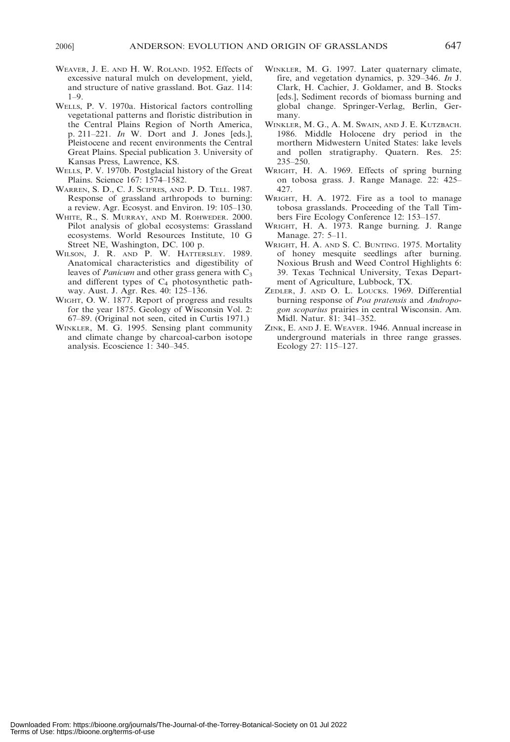WEAVER, J. E. AND H. W. ROLAND. 1952. Effects of excessive natural mulch on development, yield, and structure of native grassland. Bot. Gaz. 114: 1–9.

WELLS, P. V. 1970a. Historical factors controlling vegetational patterns and floristic distribution in the Central Plains Region of North America, p. 211–221. *In* W. Dort and J. Jones [eds.], Pleistocene and recent environments the Central Great Plains. Special publication 3. University of Kansas Press, Lawrence, KS.

WELLS, P. V. 1970b. Postglacial history of the Great Plains. Science 167: 1574–1582.

WARREN, S. D., C. J. SCIFRES, AND P. D. TELL. 1987. Response of grassland arthropods to burning: a review. Agr. Ecosyst. and Environ. 19: 105–130.

WHITE, R., S. MURRAY, AND M. ROHWEDER. 2000. Pilot analysis of global ecosystems: Grassland ecosystems. World Resources Institute, 10 G Street NE, Washington, DC. 100 p.

WILSON, J. R. AND P. W. HATTERSLEY. 1989. Anatomical characteristics and digestibility of leaves of *Panicum* and other grass genera with $C_3$ and different types of $C_4$ photosynthetic pathway. Aust. J. Agr. Res. 40: 125–136.

WIGHT, O. W. 1877. Report of progress and results for the year 1875. Geology of Wisconsin Vol. 2: 67–89. (Original not seen, cited in Curtis 1971.)

WINKLER, M. G. 1995. Sensing plant community and climate change by charcoal-carbon isotope analysis. Ecoscience 1: 340–345.

WINKLER, M. G. 1997. Later quaternary climate, fire, and vegetation dynamics, p. 329–346. *In* J. Clark, H. Cachier, J. Goldamer, and B. Stocks [eds.], Sediment records of biomass burning and global change. Springer-Verlag, Berlin, Germany.

WINKLER, M. G., A. M. SWAIN, AND J. E. KUTZBACH. 1986. Middle Holocene dry period in the northern Midwestern United States: lake levels and pollen stratigraphy. Quatern. Res. 25: 235–250.

WRIGHT, H. A. 1969. Effects of spring burning on tobosa grass. J. Range Manage. 22: 425–427.

WRIGHT, H. A. 1972. Fire as a tool to manage tobosa grasslands. Proceeding of the Tall Timbers Fire Ecology Conference 12: 153–157.

WRIGHT, H. A. 1973. Range burning. J. Range Manage. 27: 5–11.

WRIGHT, H. A. AND S. C. BUNTING. 1975. Mortality of honey mesquite seedlings after burning. Noxious Brush and Weed Control Highlights 6: 39. Texas Technical University, Texas Department of Agriculture, Lubbock, TX.

ZEDLER, J. AND O. L. LOUCKS. 1969. Differential burning response of *Poa pratensis* and *Andropogon scoparius* prairies in central Wisconsin. Am. Midl. Natur. 81: 341–352.

ZINK, E. AND J. E. WEAVER. 1946. Annual increase in underground materials in three range grasses. Ecology 27: 115–127.